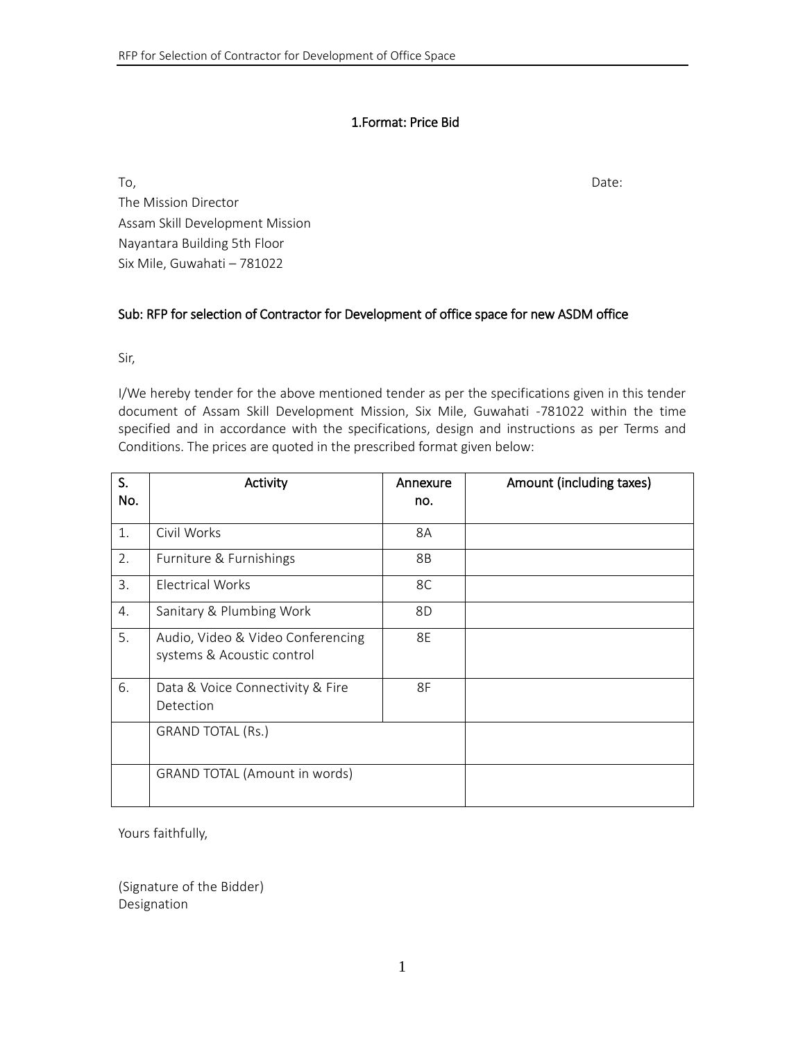# 1.Format: Price Bid

To,　　　　　　　　　　　　　　　　　　　　　　　　　　　　　　　　　　　　Date:

The Mission Director
Assam Skill Development Mission
Nayantara Building 5th Floor
Six Mile, Guwahati – 781022

**Sub: RFP for selection of Contractor for Development of office space for new ASDM office**

Sir,

I/We hereby tender for the above mentioned tender as per the specifications given in this tender document of Assam Skill Development Mission, Six Mile, Guwahati -781022 within the time specified and in accordance with the specifications, design and instructions as per Terms and Conditions. The prices are quoted in the prescribed format given below:

| S. No. | Activity | Annexure no. | Amount (including taxes) |
|---|---|---|---|
| 1. | Civil Works | 8A | |
| 2. | Furniture & Furnishings | 8B | |
| 3. | Electrical Works | 8C | |
| 4. | Sanitary & Plumbing Work | 8D | |
| 5. | Audio, Video & Video Conferencing systems & Acoustic control | 8E | |
| 6. | Data & Voice Connectivity & Fire Detection | 8F | |
| | GRAND TOTAL (Rs.) | | |
| | GRAND TOTAL (Amount in words) | | |

Yours faithfully,

(Signature of the Bidder)
Designation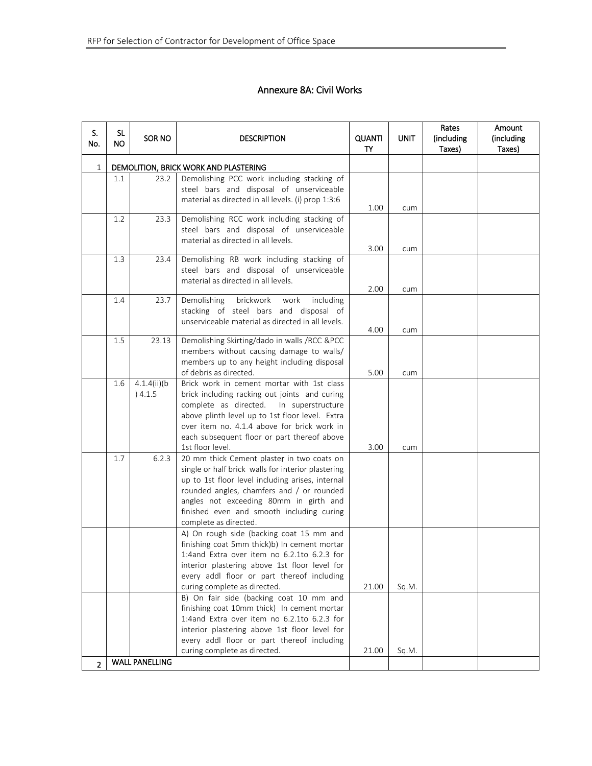## Annexure 8A: Civil Works

| S. No. | SL NO | SOR NO | DESCRIPTION | QUANTITY | UNIT | Rates (including Taxes) | Amount (including Taxes) |
|---|---|---|---|---|---|---|---|
| 1 | DEMOLITION, BRICK WORK AND PLASTERING | | | | | | |
| | 1.1 | 23.2 | Demolishing PCC work including stacking of steel bars and disposal of unserviceable material as directed in all levels. (i) prop 1:3:6 | 1.00 | cum | | |
| | 1.2 | 23.3 | Demolishing RCC work including stacking of steel bars and disposal of unserviceable material as directed in all levels. | 3.00 | cum | | |
| | 1.3 | 23.4 | Demolishing RB work including stacking of steel bars and disposal of unserviceable material as directed in all levels. | 2.00 | cum | | |
| | 1.4 | 23.7 | Demolishing brickwork work including stacking of steel bars and disposal of unserviceable material as directed in all levels. | 4.00 | cum | | |
| | 1.5 | 23.13 | Demolishing Skirting/dado in walls /RCC &PCC members without causing damage to walls/ members up to any height including disposal of debris as directed. | 5.00 | cum | | |
| | 1.6 | 4.1.4(ii)(b) 4.1.5 | Brick work in cement mortar with 1st class brick including racking out joints and curing complete as directed. In superstructure above plinth level up to 1st floor level. Extra over item no. 4.1.4 above for brick work in each subsequent floor or part thereof above 1st floor level. | 3.00 | cum | | |
| | 1.7 | 6.2.3 | 20 mm thick Cement plaster in two coats on single or half brick walls for interior plastering up to 1st floor level including arises, internal rounded angles, chamfers and / or rounded angles not exceeding 80mm in girth and finished even and smooth including curing complete as directed. | | | | |
| | | | A) On rough side (backing coat 15 mm and finishing coat 5mm thick)b) In cement mortar 1:4and Extra over item no 6.2.1to 6.2.3 for interior plastering above 1st floor level for every addl floor or part thereof including curing complete as directed. | 21.00 | Sq.M. | | |
| | | | B) On fair side (backing coat 10 mm and finishing coat 10mm thick) In cement mortar 1:4and Extra over item no 6.2.1to 6.2.3 for interior plastering above 1st floor level for every addl floor or part thereof including curing complete as directed. | 21.00 | Sq.M. | | |
| 2 | WALL PANELLING | | | | | | |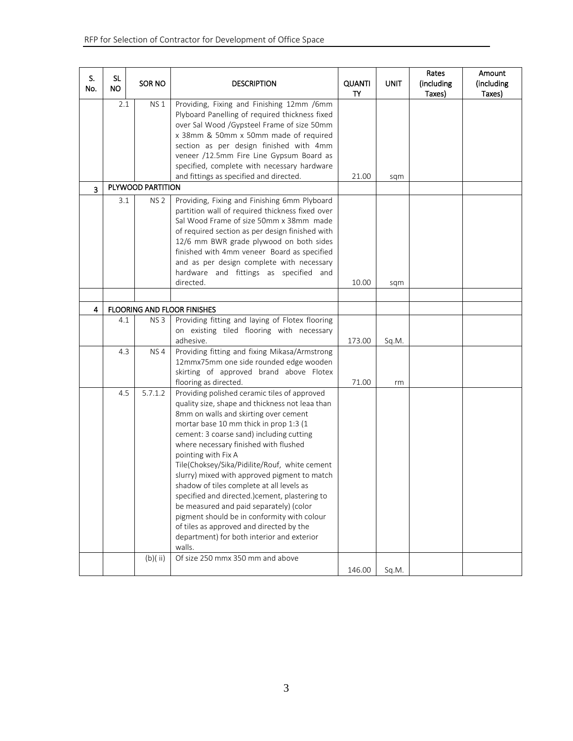| S. No. | SL NO | SOR NO | DESCRIPTION | QUANTITY | UNIT | Rates (including Taxes) | Amount (including Taxes) |
|---|---|---|---|---|---|---|---|
| | 2.1 | NS 1 | Providing, Fixing and Finishing 12mm /6mm Plyboard Panelling of required thickness fixed over Sal Wood /Gypsteel Frame of size 50mm x 38mm & 50mm x 50mm made of required section as per design finished with 4mm veneer /12.5mm Fire Line Gypsum Board as specified, complete with necessary hardware and fittings as specified and directed. | 21.00 | sqm | | |
| 3 | PLYWOOD PARTITION | | | | | | |
| | 3.1 | NS 2 | Providing, Fixing and Finishing 6mm Plyboard partition wall of required thickness fixed over Sal Wood Frame of size 50mm x 38mm made of required section as per design finished with 12/6 mm BWR grade plywood on both sides finished with 4mm veneer Board as specified and as per design complete with necessary hardware and fittings as specified and directed. | 10.00 | sqm | | |
| | | | | | | | |
| 4 | FLOORING AND FLOOR FINISHES | | | | | | |
| | 4.1 | NS 3 | Providing fitting and laying of Flotex flooring on existing tiled flooring with necessary adhesive. | 173.00 | Sq.M. | | |
| | 4.3 | NS 4 | Providing fitting and fixing Mikasa/Armstrong 12mmx75mm one side rounded edge wooden skirting of approved brand above Flotex flooring as directed. | 71.00 | rm | | |
| | 4.5 | 5.7.1.2 | Providing polished ceramic tiles of approved quality size, shape and thickness not leaa than 8mm on walls and skirting over cement mortar base 10 mm thick in prop 1:3 (1 cement: 3 coarse sand) including cutting where necessary finished with flushed pointing with Fix A Tile(Choksey/Sika/Pidilite/Rouf, white cement slurry) mixed with approved pigment to match shadow of tiles complete at all levels as specified and directed.)cement, plastering to be measured and paid separately) (color pigment should be in conformity with colour of tiles as approved and directed by the department) for both interior and exterior walls. | | | | |
| | | (b)( ii) | Of size 250 mmx 350 mm and above | 146.00 | Sq.M. | | |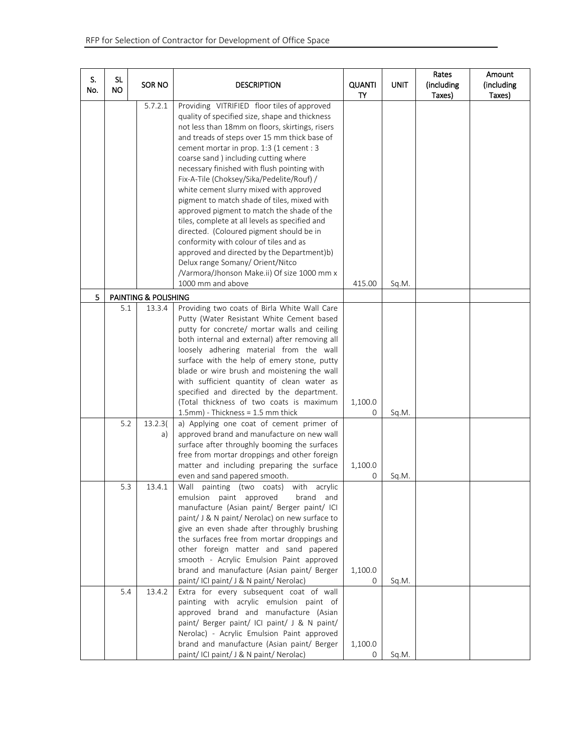| S. No. | SL NO | SOR NO | DESCRIPTION | QUANTITY | UNIT | Rates (including Taxes) | Amount (including Taxes) |
|---|---|---|---|---|---|---|---|
| | | 5.7.2.1 | Providing VITRIFIED floor tiles of approved quality of specified size, shape and thickness not less than 18mm on floors, skirtings, risers and treads of steps over 15 mm thick base of cement mortar in prop. 1:3 (1 cement : 3 coarse sand ) including cutting where necessary finished with flush pointing with Fix-A-Tile (Choksey/Sika/Pedelite/Rouf) / white cement slurry mixed with approved pigment to match shade of tiles, mixed with approved pigment to match the shade of the tiles, complete at all levels as specified and directed. (Coloured pigment should be in conformity with colour of tiles and as approved and directed by the Department)b) Delux range Somany/ Orient/Nitco /Varmora/Jhonson Make.ii) Of size 1000 mm x 1000 mm and above | 415.00 | Sq.M. | | |
| 5 | PAINTING & POLISHING | | | | | | |
| | 5.1 | 13.3.4 | Providing two coats of Birla White Wall Care Putty (Water Resistant White Cement based putty for concrete/ mortar walls and ceiling both internal and external) after removing all loosely adhering material from the wall surface with the help of emery stone, putty blade or wire brush and moistening the wall with sufficient quantity of clean water as specified and directed by the department. (Total thickness of two coats is maximum 1.5mm) - Thickness = 1.5 mm thick | 1,100.00 | Sq.M. | | |
| | 5.2 | 13.2.3(a) | a) Applying one coat of cement primer of approved brand and manufacture on new wall surface after throughly booming the surfaces free from mortar droppings and other foreign matter and including preparing the surface even and sand papered smooth. | 1,100.00 | Sq.M. | | |
| | 5.3 | 13.4.1 | Wall painting (two coats) with acrylic emulsion paint approved brand and manufacture (Asian paint/ Berger paint/ ICI paint/ J & N paint/ Nerolac) on new surface to give an even shade after throughly brushing the surfaces free from mortar droppings and other foreign matter and sand papered smooth - Acrylic Emulsion Paint approved brand and manufacture (Asian paint/ Berger paint/ ICI paint/ J & N paint/ Nerolac) | 1,100.00 | Sq.M. | | |
| | 5.4 | 13.4.2 | Extra for every subsequent coat of wall painting with acrylic emulsion paint of approved brand and manufacture (Asian paint/ Berger paint/ ICI paint/ J & N paint/ Nerolac) - Acrylic Emulsion Paint approved brand and manufacture (Asian paint/ Berger paint/ ICI paint/ J & N paint/ Nerolac) | 1,100.00 | Sq.M. | | |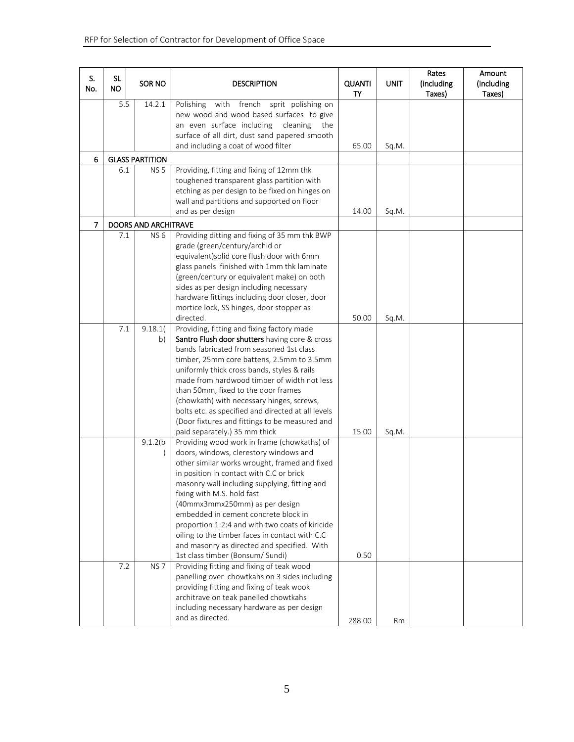| S. No. | SL NO | SOR NO | DESCRIPTION | QUANTITY | UNIT | Rates (including Taxes) | Amount (including Taxes) |
|---|---|---|---|---|---|---|---|
| | 5.5 | 14.2.1 | Polishing with french sprit polishing on new wood and wood based surfaces to give an even surface including cleaning the surface of all dirt, dust sand papered smooth and including a coat of wood filter | 65.00 | Sq.M. | | |
| 6 | GLASS PARTITION | | | | | | |
| | 6.1 | NS 5 | Providing, fitting and fixing of 12mm thk toughened transparent glass partition with etching as per design to be fixed on hinges on wall and partitions and supported on floor and as per design | 14.00 | Sq.M. | | |
| 7 | DOORS AND ARCHITRAVE | | | | | | |
| | 7.1 | NS 6 | Providing ditting and fixing of 35 mm thk BWP grade (green/century/archid or equivalent)solid core flush door with 6mm glass panels finished with 1mm thk laminate (green/century or equivalent make) on both sides as per design including necessary hardware fittings including door closer, door mortice lock, SS hinges, door stopper as directed. | 50.00 | Sq.M. | | |
| | 7.1 | 9.18.1(b) | Providing, fitting and fixing factory made **Santro Flush door shutters** having core & cross bands fabricated from seasoned 1st class timber, 25mm core battens, 2.5mm to 3.5mm uniformly thick cross bands, styles & rails made from hardwood timber of width not less than 50mm, fixed to the door frames (chowkath) with necessary hinges, screws, bolts etc. as specified and directed at all levels (Door fixtures and fittings to be measured and paid separately.) 35 mm thick | 15.00 | Sq.M. | | |
| | | 9.1.2(b) | Providing wood work in frame (chowkaths) of doors, windows, clerestory windows and other similar works wrought, framed and fixed in position in contact with C.C or brick masonry wall including supplying, fitting and fixing with M.S. hold fast (40mmx3mmx250mm) as per design embedded in cement concrete block in proportion 1:2:4 and with two coats of kiricide oiling to the timber faces in contact with C.C and masonry as directed and specified. With 1st class timber (Bonsum/ Sundi) | 0.50 | | | |
| | 7.2 | NS 7 | Providing fitting and fixing of teak wood panelling over chowtkahs on 3 sides including providing fitting and fixing of teak wook architrave on teak panelled chowtkahs including necessary hardware as per design and as directed. | 288.00 | Rm | | |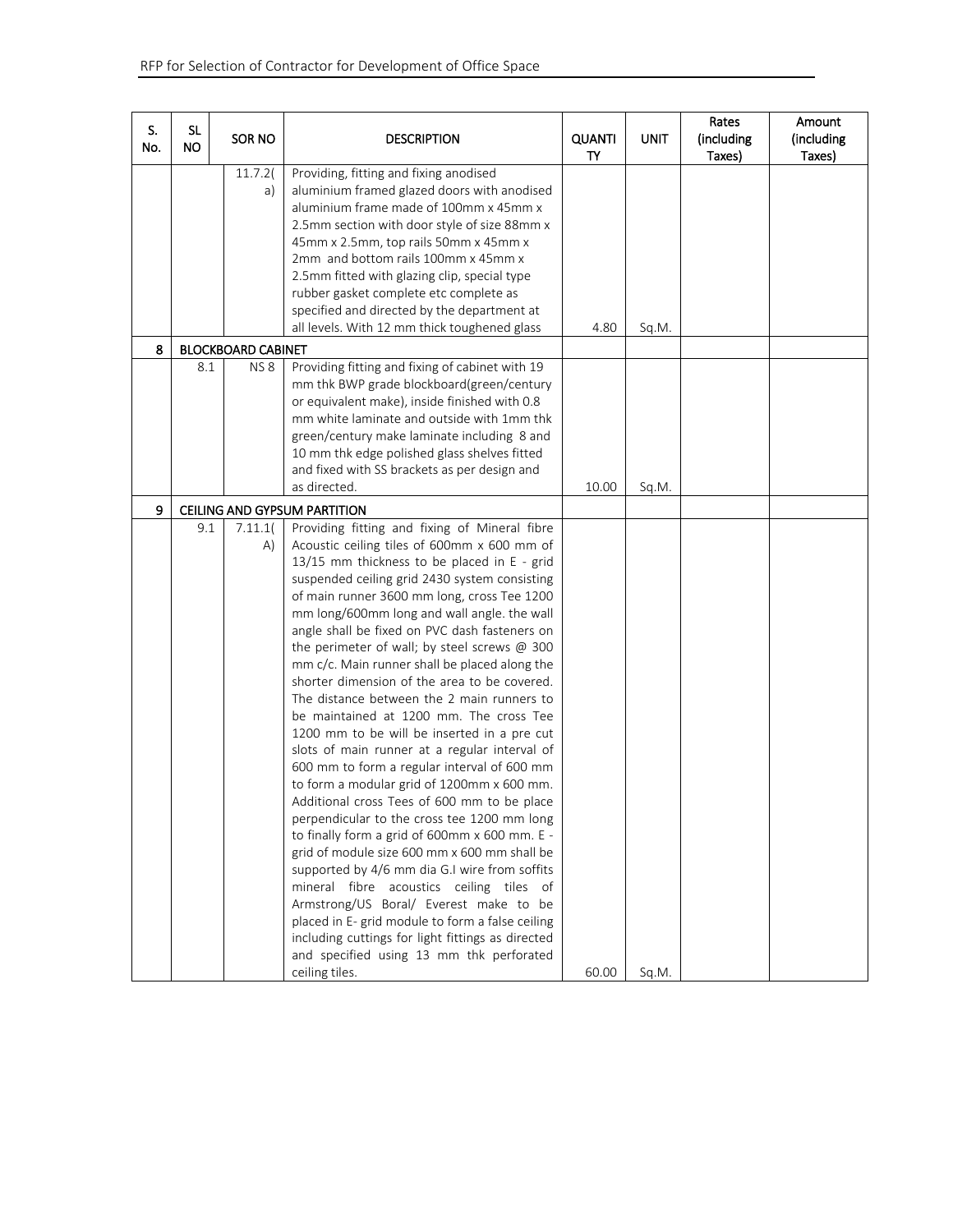| S. No. | SL NO | SOR NO | DESCRIPTION | QUANTITY | UNIT | Rates (including Taxes) | Amount (including Taxes) |
|---|---|---|---|---|---|---|---|
| | | 11.7.2(a) | Providing, fitting and fixing anodised aluminium framed glazed doors with anodised aluminium frame made of 100mm x 45mm x 2.5mm section with door style of size 88mm x 45mm x 2.5mm, top rails 50mm x 45mm x 2mm and bottom rails 100mm x 45mm x 2.5mm fitted with glazing clip, special type rubber gasket complete etc complete as specified and directed by the department at all levels. With 12 mm thick toughened glass | 4.80 | Sq.M. | | |
| 8 | BLOCKBOARD CABINET | | | | | | |
| | 8.1 | NS 8 | Providing fitting and fixing of cabinet with 19 mm thk BWP grade blockboard(green/century or equivalent make), inside finished with 0.8 mm white laminate and outside with 1mm thk green/century make laminate including 8 and 10 mm thk edge polished glass shelves fitted and fixed with SS brackets as per design and as directed. | 10.00 | Sq.M. | | |
| 9 | CEILING AND GYPSUM PARTITION | | | | | | |
| | 9.1 | 7.11.1(A) | Providing fitting and fixing of Mineral fibre Acoustic ceiling tiles of 600mm x 600 mm of 13/15 mm thickness to be placed in E - grid suspended ceiling grid 2430 system consisting of main runner 3600 mm long, cross Tee 1200 mm long/600mm long and wall angle. the wall angle shall be fixed on PVC dash fasteners on the perimeter of wall; by steel screws @ 300 mm c/c. Main runner shall be placed along the shorter dimension of the area to be covered. The distance between the 2 main runners to be maintained at 1200 mm. The cross Tee 1200 mm to be will be inserted in a pre cut slots of main runner at a regular interval of 600 mm to form a regular interval of 600 mm to form a modular grid of 1200mm x 600 mm. Additional cross Tees of 600 mm to be place perpendicular to the cross tee 1200 mm long to finally form a grid of 600mm x 600 mm. E - grid of module size 600 mm x 600 mm shall be supported by 4/6 mm dia G.I wire from soffits mineral fibre acoustics ceiling tiles of Armstrong/US Boral/ Everest make to be placed in E- grid module to form a false ceiling including cuttings for light fittings as directed and specified using 13 mm thk perforated ceiling tiles. | 60.00 | Sq.M. | | |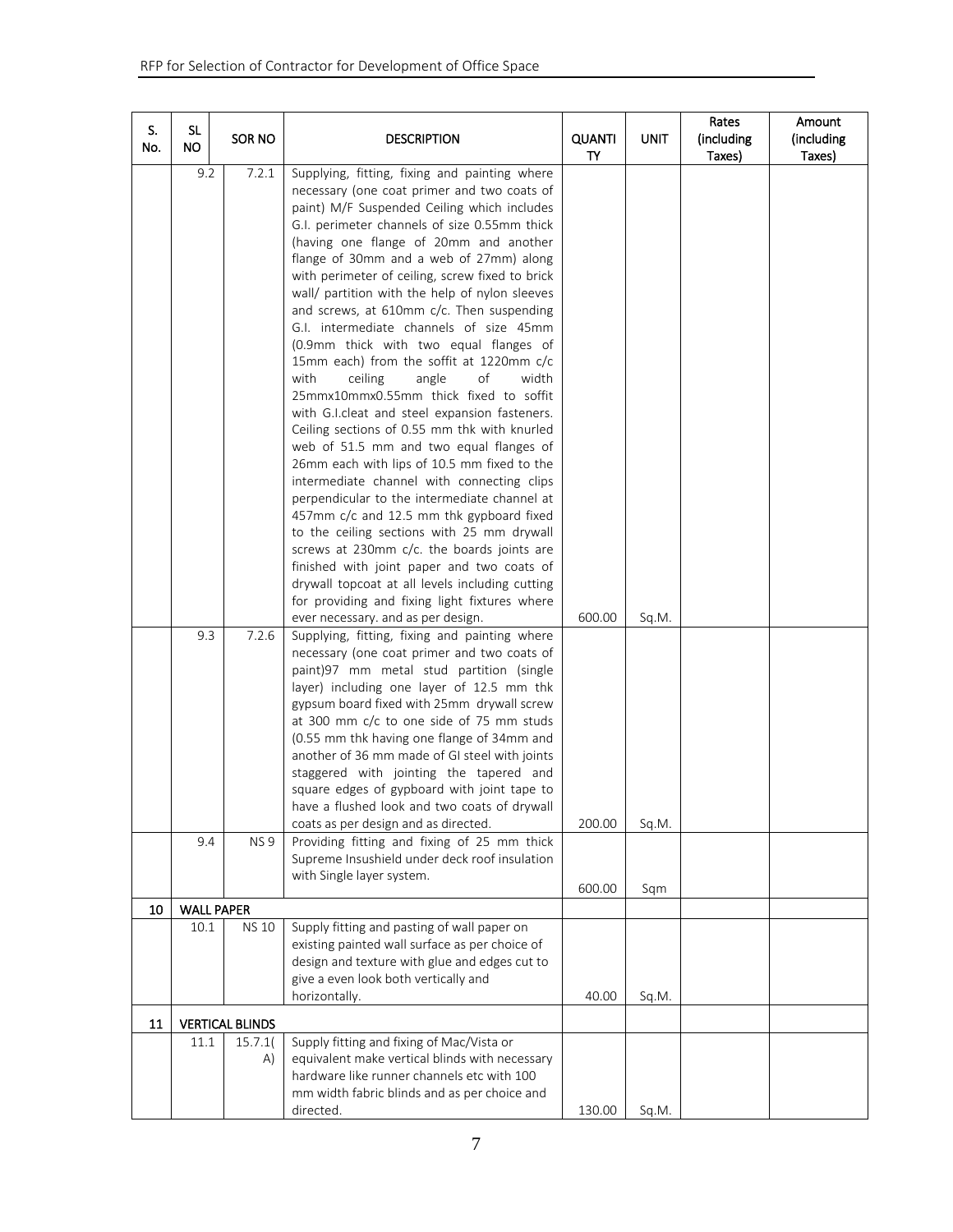| S. No. | SL NO | SOR NO | DESCRIPTION | QUANTITY | UNIT | Rates (including Taxes) | Amount (including Taxes) |
|---|---|---|---|---|---|---|---|
| | 9.2 | 7.2.1 | Supplying, fitting, fixing and painting where necessary (one coat primer and two coats of paint) M/F Suspended Ceiling which includes G.I. perimeter channels of size 0.55mm thick (having one flange of 20mm and another flange of 30mm and a web of 27mm) along with perimeter of ceiling, screw fixed to brick wall/ partition with the help of nylon sleeves and screws, at 610mm c/c. Then suspending G.I. intermediate channels of size 45mm (0.9mm thick with two equal flanges of 15mm each) from the soffit at 1220mm c/c with ceiling angle of width 25mmx10mmx0.55mm thick fixed to soffit with G.I.cleat and steel expansion fasteners. Ceiling sections of 0.55 mm thk with knurled web of 51.5 mm and two equal flanges of 26mm each with lips of 10.5 mm fixed to the intermediate channel with connecting clips perpendicular to the intermediate channel at 457mm c/c and 12.5 mm thk gypboard fixed to the ceiling sections with 25 mm drywall screws at 230mm c/c. the boards joints are finished with joint paper and two coats of drywall topcoat at all levels including cutting for providing and fixing light fixtures where ever necessary. and as per design. | 600.00 | Sq.M. | | |
| | 9.3 | 7.2.6 | Supplying, fitting, fixing and painting where necessary (one coat primer and two coats of paint)97 mm metal stud partition (single layer) including one layer of 12.5 mm thk gypsum board fixed with 25mm drywall screw at 300 mm c/c to one side of 75 mm studs (0.55 mm thk having one flange of 34mm and another of 36 mm made of GI steel with joints staggered with jointing the tapered and square edges of gypboard with joint tape to have a flushed look and two coats of drywall coats as per design and as directed. | 200.00 | Sq.M. | | |
| | 9.4 | NS 9 | Providing fitting and fixing of 25 mm thick Supreme Insushield under deck roof insulation with Single layer system. | 600.00 | Sqm | | |
| 10 | WALL PAPER | | | | | | |
| | 10.1 | NS 10 | Supply fitting and pasting of wall paper on existing painted wall surface as per choice of design and texture with glue and edges cut to give a even look both vertically and horizontally. | 40.00 | Sq.M. | | |
| 11 | VERTICAL BLINDS | | | | | | |
| | 11.1 | 15.7.1(A) | Supply fitting and fixing of Mac/Vista or equivalent make vertical blinds with necessary hardware like runner channels etc with 100 mm width fabric blinds and as per choice and directed. | 130.00 | Sq.M. | | |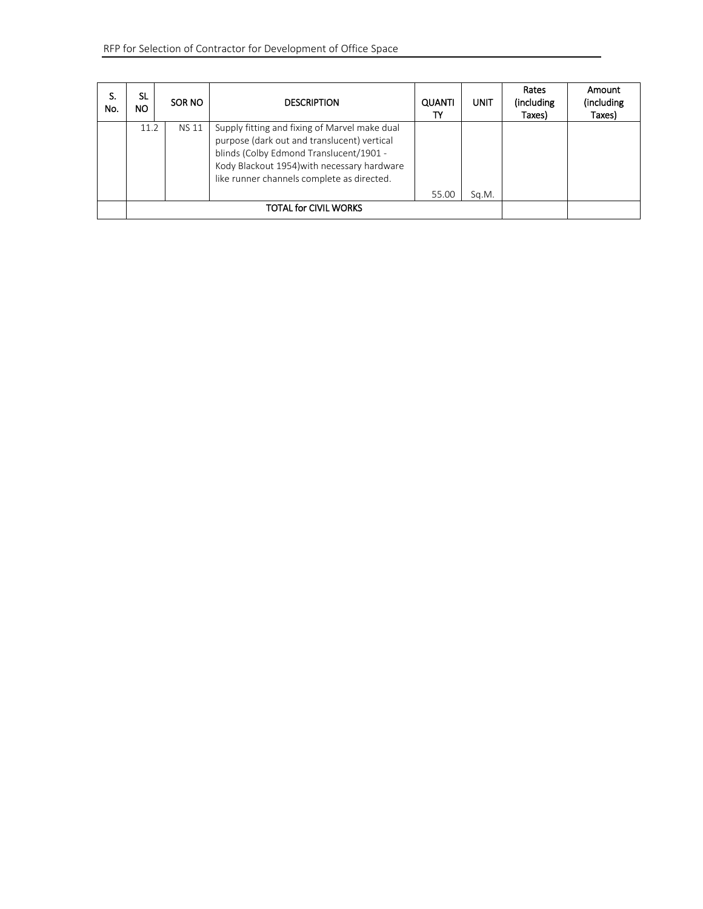| S. No. | SL NO | SOR NO | DESCRIPTION | QUANTITY | UNIT | Rates (including Taxes) | Amount (including Taxes) |
|---|---|---|---|---|---|---|---|
| | 11.2 | NS 11 | Supply fitting and fixing of Marvel make dual purpose (dark out and translucent) vertical blinds (Colby Edmond Translucent/1901 - Kody Blackout 1954)with necessary hardware like runner channels complete as directed. | 55.00 | Sq.M. | | |
| | TOTAL for CIVIL WORKS | | | | | | |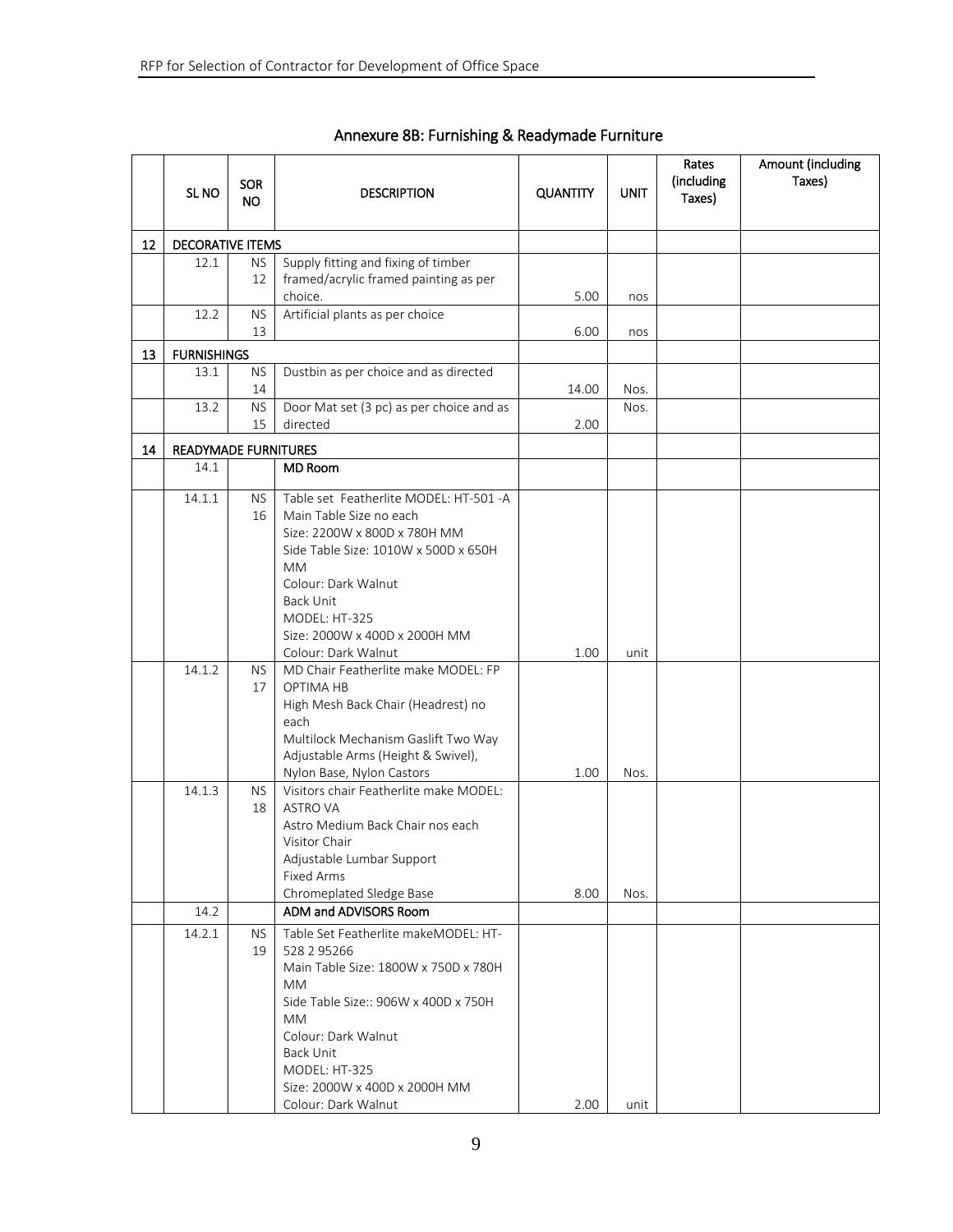## Annexure 8B: Furnishing & Readymade Furniture

| | SL NO | SOR NO | DESCRIPTION | QUANTITY | UNIT | Rates (including Taxes) | Amount (including Taxes) |
|---|---|---|---|---|---|---|---|
| 12 | DECORATIVE ITEMS | | | | | | |
| | 12.1 | NS 12 | Supply fitting and fixing of timber framed/acrylic framed painting as per choice. | 5.00 | nos | | |
| | 12.2 | NS 13 | Artificial plants as per choice | 6.00 | nos | | |
| 13 | FURNISHINGS | | | | | | |
| | 13.1 | NS 14 | Dustbin as per choice and as directed | 14.00 | Nos. | | |
| | 13.2 | NS 15 | Door Mat set (3 pc) as per choice and as directed | 2.00 | Nos. | | |
| 14 | READYMADE FURNITURES | | | | | | |
| | 14.1 | | **MD Room** | | | | |
| | 14.1.1 | NS 16 | Table set Featherlite MODEL: HT-501 -A<br>Main Table Size no each<br>Size: 2200W x 800D x 780H MM<br>Side Table Size: 1010W x 500D x 650H MM<br>Colour: Dark Walnut<br>Back Unit<br>MODEL: HT-325<br>Size: 2000W x 400D x 2000H MM<br>Colour: Dark Walnut | 1.00 | unit | | |
| | 14.1.2 | NS 17 | MD Chair Featherlite make MODEL: FP OPTIMA HB<br>High Mesh Back Chair (Headrest) no each<br>Multilock Mechanism Gaslift Two Way Adjustable Arms (Height & Swivel), Nylon Base, Nylon Castors | 1.00 | Nos. | | |
| | 14.1.3 | NS 18 | Visitors chair Featherlite make MODEL: ASTRO VA<br>Astro Medium Back Chair nos each<br>Visitor Chair<br>Adjustable Lumbar Support<br>Fixed Arms<br>Chromeplated Sledge Base | 8.00 | Nos. | | |
| | 14.2 | | **ADM and ADVISORS Room** | | | | |
| | 14.2.1 | NS 19 | Table Set Featherlite makeMODEL: HT-528 2 95266<br>Main Table Size: 1800W x 750D x 780H MM<br>Side Table Size:: 906W x 400D x 750H MM<br>Colour: Dark Walnut<br>Back Unit<br>MODEL: HT-325<br>Size: 2000W x 400D x 2000H MM<br>Colour: Dark Walnut | 2.00 | unit | | |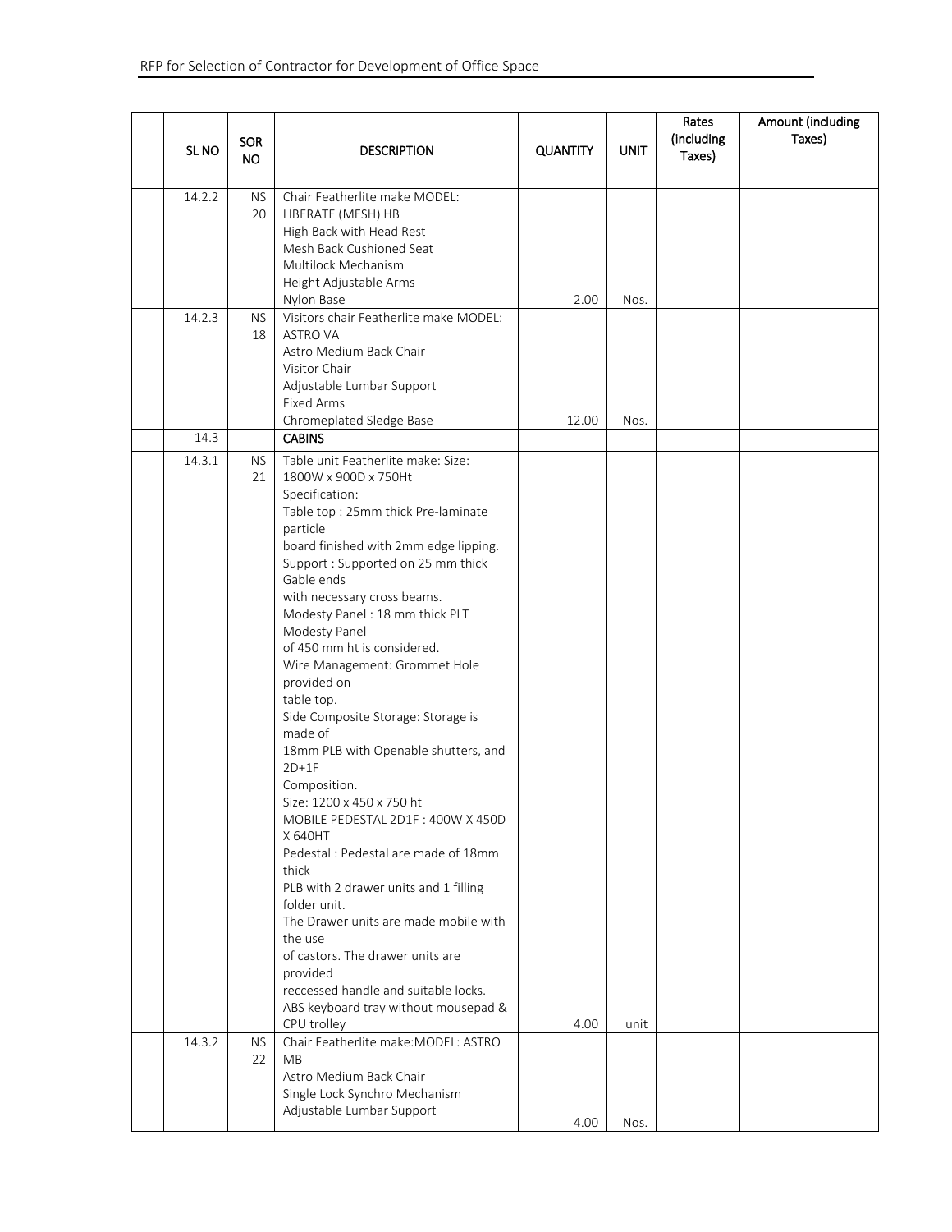| SL NO | SOR NO | DESCRIPTION | QUANTITY | UNIT | Rates (including Taxes) | Amount (including Taxes) |
|---|---|---|---|---|---|---|
| 14.2.2 | NS 20 | Chair Featherlite make MODEL: LIBERATE (MESH) HB<br>High Back with Head Rest<br>Mesh Back Cushioned Seat<br>Multilock Mechanism<br>Height Adjustable Arms<br>Nylon Base | 2.00 | Nos. | | |
| 14.2.3 | NS 18 | Visitors chair Featherlite make MODEL: ASTRO VA<br>Astro Medium Back Chair<br>Visitor Chair<br>Adjustable Lumbar Support<br>Fixed Arms<br>Chromeplated Sledge Base | 12.00 | Nos. | | |
| 14.3 | | **CABINS** | | | | |
| 14.3.1 | NS 21 | Table unit Featherlite make: Size: 1800W x 900D x 750Ht<br>Specification:<br>Table top : 25mm thick Pre-laminate particle<br>board finished with 2mm edge lipping.<br>Support : Supported on 25 mm thick Gable ends<br>with necessary cross beams.<br>Modesty Panel : 18 mm thick PLT Modesty Panel<br>of 450 mm ht is considered.<br>Wire Management: Grommet Hole provided on<br>table top.<br>Side Composite Storage: Storage is made of<br>18mm PLB with Openable shutters, and 2D+1F<br>Composition.<br>Size: 1200 x 450 x 750 ht<br>MOBILE PEDESTAL 2D1F : 400W X 450D X 640HT<br>Pedestal : Pedestal are made of 18mm thick<br>PLB with 2 drawer units and 1 filling folder unit.<br>The Drawer units are made mobile with the use<br>of castors. The drawer units are provided<br>reccessed handle and suitable locks.<br>ABS keyboard tray without mousepad & CPU trolley | 4.00 | unit | | |
| 14.3.2 | NS 22 | Chair Featherlite make:MODEL: ASTRO MB<br>Astro Medium Back Chair<br>Single Lock Synchro Mechanism<br>Adjustable Lumbar Support | 4.00 | Nos. | | |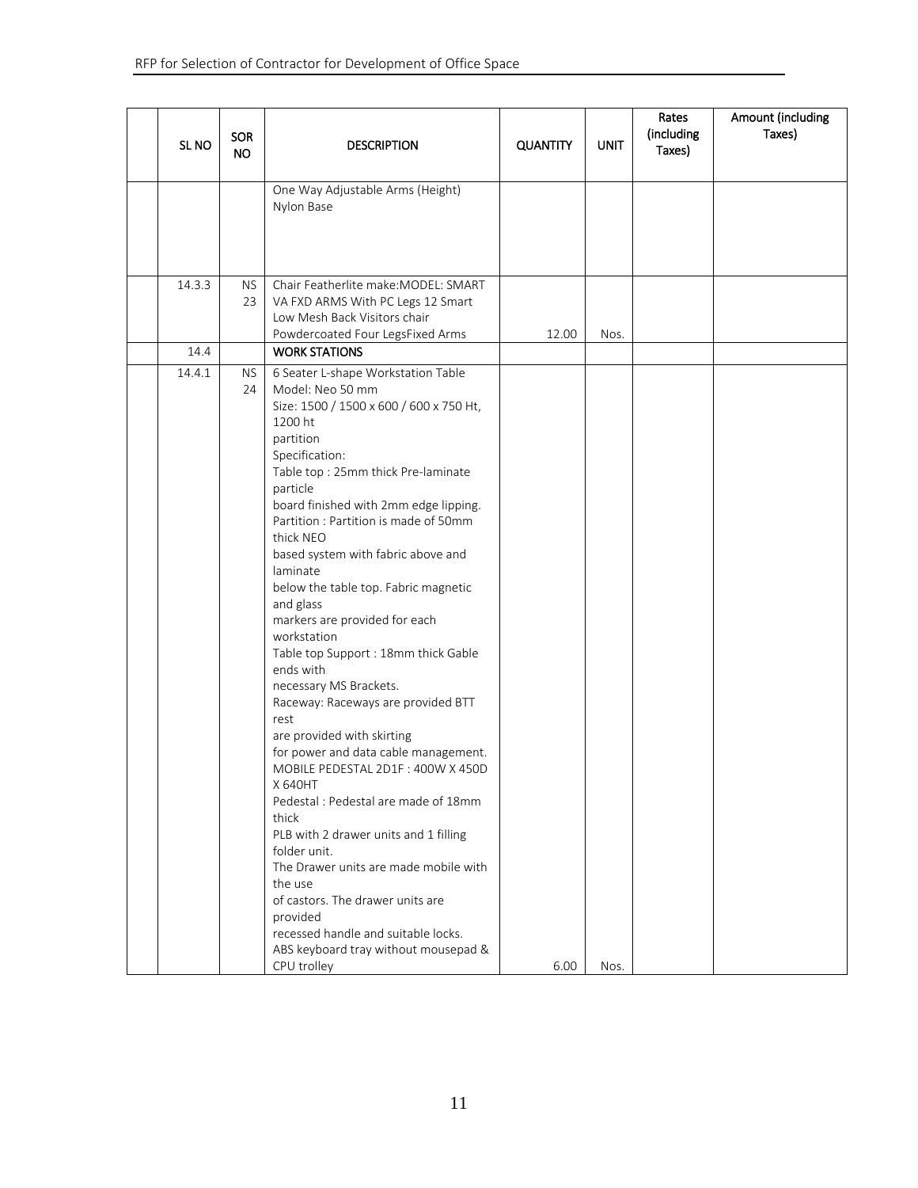| | SL NO | SOR NO | DESCRIPTION | QUANTITY | UNIT | Rates (including Taxes) | Amount (including Taxes) |
|---|---|---|---|---|---|---|---|
| | | | One Way Adjustable Arms (Height)<br>Nylon Base | | | | |
| | 14.3.3 | NS 23 | Chair Featherlite make:MODEL: SMART VA FXD ARMS With PC Legs 12 Smart Low Mesh Back Visitors chair Powdercoated Four LegsFixed Arms | 12.00 | Nos. | | |
| | 14.4 | | **WORK STATIONS** | | | | |
| | 14.4.1 | NS 24 | 6 Seater L-shape Workstation Table<br>Model: Neo 50 mm<br>Size: 1500 / 1500 x 600 / 600 x 750 Ht, 1200 ht<br>partition<br>Specification:<br>Table top : 25mm thick Pre-laminate particle<br>board finished with 2mm edge lipping.<br>Partition : Partition is made of 50mm thick NEO<br>based system with fabric above and laminate<br>below the table top. Fabric magnetic and glass<br>markers are provided for each workstation<br>Table top Support : 18mm thick Gable ends with<br>necessary MS Brackets.<br>Raceway: Raceways are provided BTT rest<br>are provided with skirting<br>for power and data cable management.<br>MOBILE PEDESTAL 2D1F : 400W X 450D X 640HT<br>Pedestal : Pedestal are made of 18mm thick<br>PLB with 2 drawer units and 1 filling folder unit.<br>The Drawer units are made mobile with the use<br>of castors. The drawer units are provided<br>recessed handle and suitable locks.<br>ABS keyboard tray without mousepad & CPU trolley | 6.00 | Nos. | | |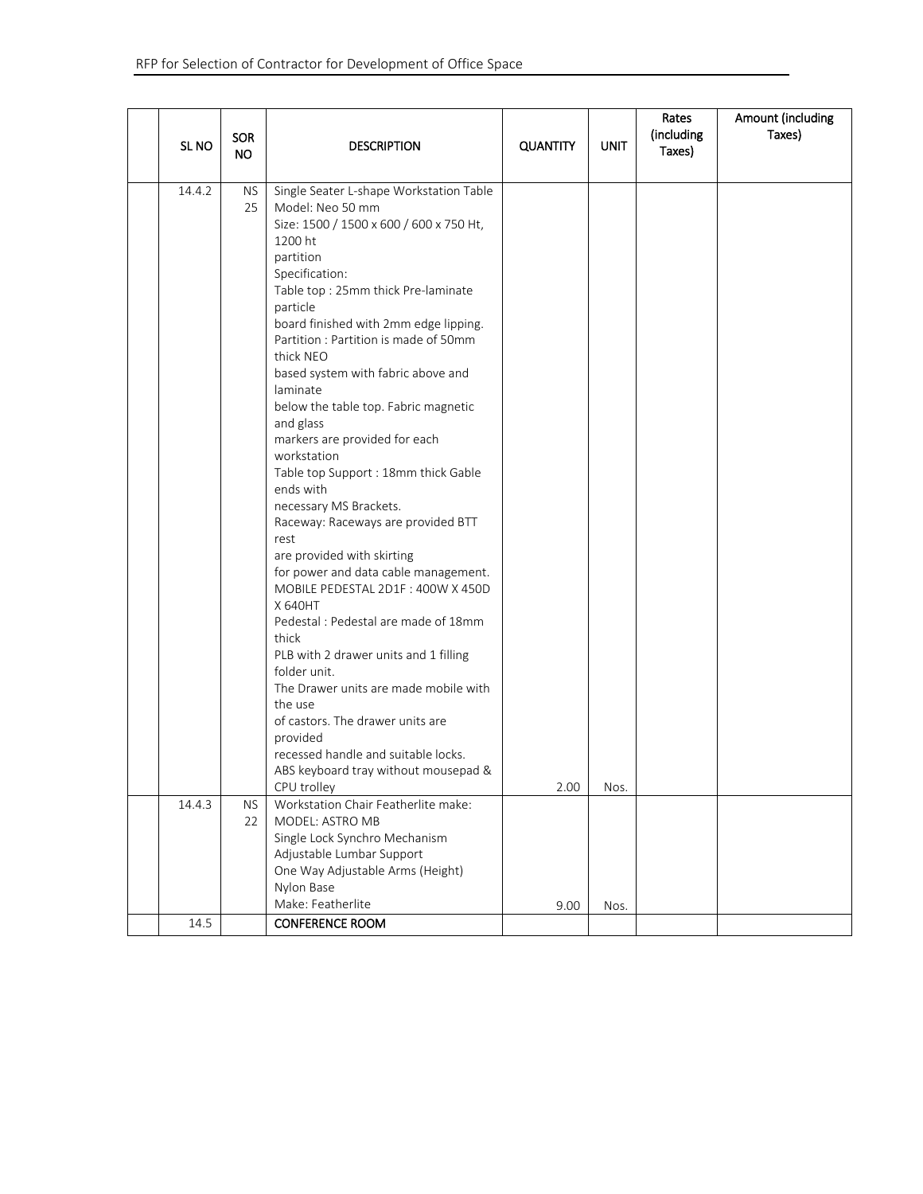| | SL NO | SOR NO | DESCRIPTION | QUANTITY | UNIT | Rates (including Taxes) | Amount (including Taxes) |
|---|---|---|---|---|---|---|---|
| | 14.4.2 | NS 25 | Single Seater L-shape Workstation Table Model: Neo 50 mm Size: 1500 / 1500 x 600 / 600 x 750 Ht, 1200 ht partition Specification: Table top : 25mm thick Pre-laminate particle board finished with 2mm edge lipping. Partition : Partition is made of 50mm thick NEO based system with fabric above and laminate below the table top. Fabric magnetic and glass markers are provided for each workstation Table top Support : 18mm thick Gable ends with necessary MS Brackets. Raceway: Raceways are provided BTT rest are provided with skirting for power and data cable management. MOBILE PEDESTAL 2D1F : 400W X 450D X 640HT Pedestal : Pedestal are made of 18mm thick PLB with 2 drawer units and 1 filling folder unit. The Drawer units are made mobile with the use of castors. The drawer units are provided recessed handle and suitable locks. ABS keyboard tray without mousepad & CPU trolley | 2.00 | Nos. | | |
| | 14.4.3 | NS 22 | Workstation Chair Featherlite make: MODEL: ASTRO MB Single Lock Synchro Mechanism Adjustable Lumbar Support One Way Adjustable Arms (Height) Nylon Base Make: Featherlite | 9.00 | Nos. | | |
| | 14.5 | | CONFERENCE ROOM | | | | |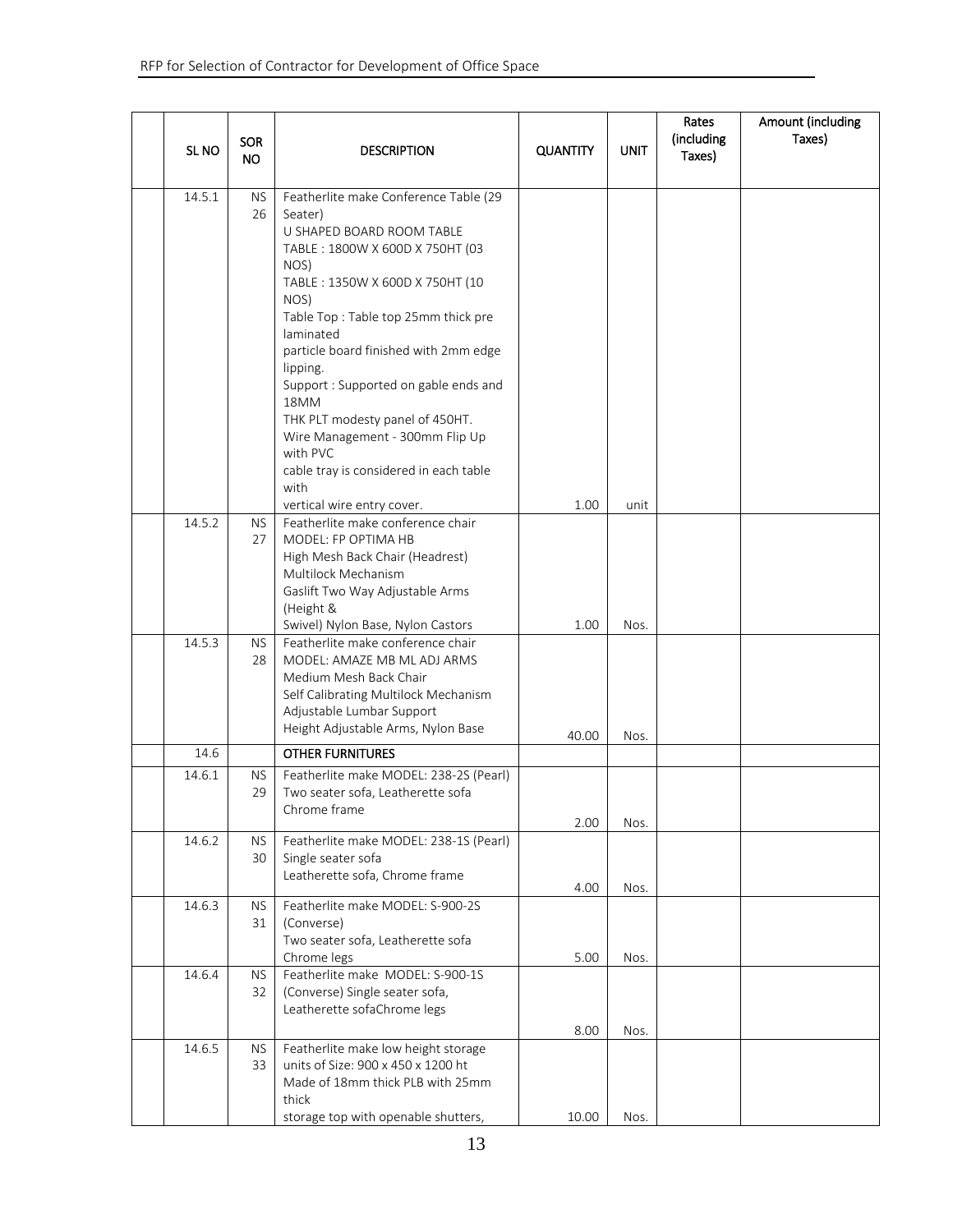| SL NO | SOR NO | DESCRIPTION | QUANTITY | UNIT | Rates (including Taxes) | Amount (including Taxes) |
|---|---|---|---|---|---|---|
| 14.5.1 | NS 26 | Featherlite make Conference Table (29 Seater) U SHAPED BOARD ROOM TABLE TABLE : 1800W X 600D X 750HT (03 NOS) TABLE : 1350W X 600D X 750HT (10 NOS) Table Top : Table top 25mm thick pre laminated particle board finished with 2mm edge lipping. Support : Supported on gable ends and 18MM THK PLT modesty panel of 450HT. Wire Management - 300mm Flip Up with PVC cable tray is considered in each table with vertical wire entry cover. | 1.00 | unit | | |
| 14.5.2 | NS 27 | Featherlite make conference chair MODEL: FP OPTIMA HB High Mesh Back Chair (Headrest) Multilock Mechanism Gaslift Two Way Adjustable Arms (Height & Swivel) Nylon Base, Nylon Castors | 1.00 | Nos. | | |
| 14.5.3 | NS 28 | Featherlite make conference chair MODEL: AMAZE MB ML ADJ ARMS Medium Mesh Back Chair Self Calibrating Multilock Mechanism Adjustable Lumbar Support Height Adjustable Arms, Nylon Base | 40.00 | Nos. | | |
| 14.6 | | OTHER FURNITURES | | | | |
| 14.6.1 | NS 29 | Featherlite make MODEL: 238-2S (Pearl) Two seater sofa, Leatherette sofa Chrome frame | 2.00 | Nos. | | |
| 14.6.2 | NS 30 | Featherlite make MODEL: 238-1S (Pearl) Single seater sofa Leatherette sofa, Chrome frame | 4.00 | Nos. | | |
| 14.6.3 | NS 31 | Featherlite make MODEL: S-900-2S (Converse) Two seater sofa, Leatherette sofa Chrome legs | 5.00 | Nos. | | |
| 14.6.4 | NS 32 | Featherlite make MODEL: S-900-1S (Converse) Single seater sofa, Leatherette sofaChrome legs | 8.00 | Nos. | | |
| 14.6.5 | NS 33 | Featherlite make low height storage units of Size: 900 x 450 x 1200 ht Made of 18mm thick PLB with 25mm thick storage top with openable shutters, | 10.00 | Nos. | | |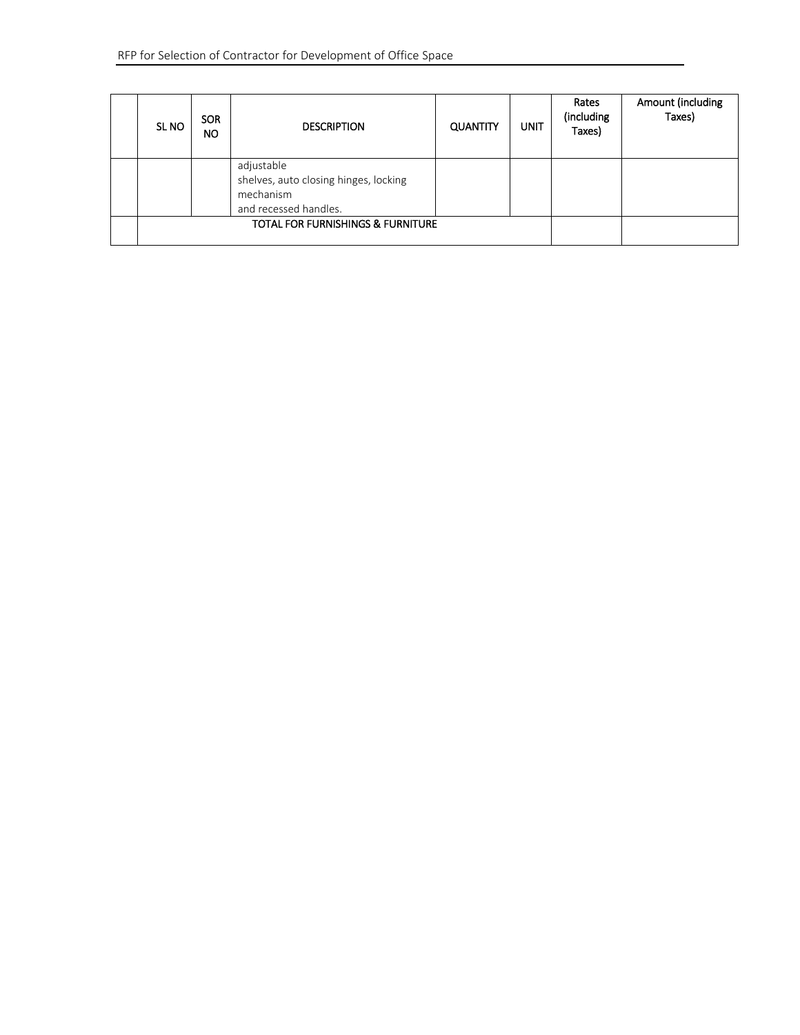| | SL NO | SOR NO | DESCRIPTION | QUANTITY | UNIT | Rates (including Taxes) | Amount (including Taxes) |
|---|---|---|---|---|---|---|---|
| | | | adjustable shelves, auto closing hinges, locking mechanism and recessed handles. | | | | |
| | TOTAL FOR FURNISHINGS & FURNITURE | | | | | | |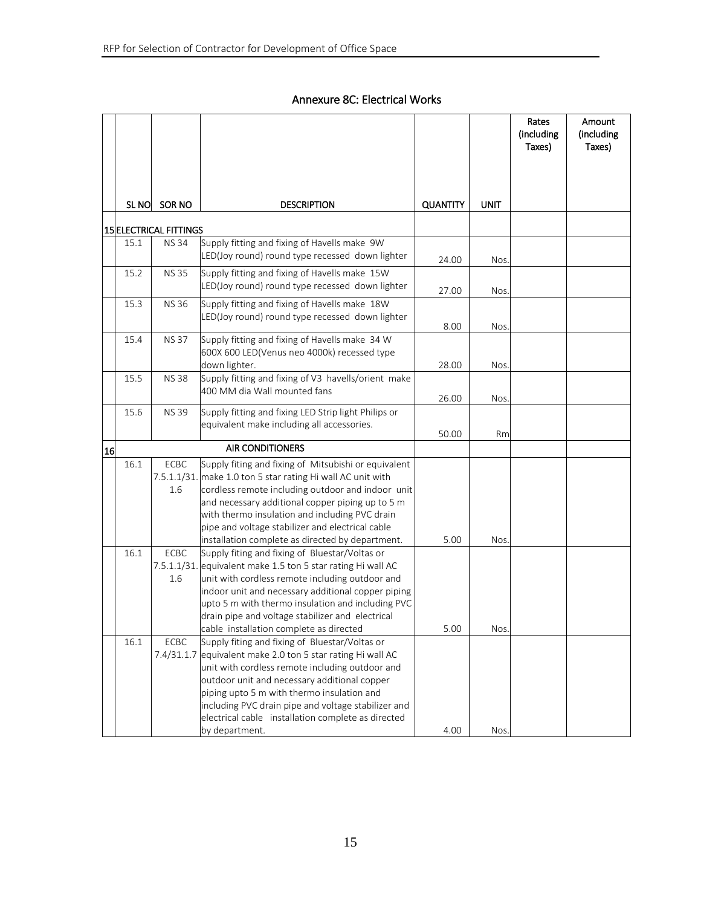## Annexure 8C: Electrical Works

| | SL NO | SOR NO | DESCRIPTION | QUANTITY | UNIT | Rates (including Taxes) | Amount (including Taxes) |
|---|---|---|---|---|---|---|---|
| 15 | ELECTRICAL FITTINGS | | | | | | |
| | 15.1 | NS 34 | Supply fitting and fixing of Havells make 9W LED(Joy round) round type recessed down lighter | 24.00 | Nos. | | |
| | 15.2 | NS 35 | Supply fitting and fixing of Havells make 15W LED(Joy round) round type recessed down lighter | 27.00 | Nos. | | |
| | 15.3 | NS 36 | Supply fitting and fixing of Havells make 18W LED(Joy round) round type recessed down lighter | 8.00 | Nos. | | |
| | 15.4 | NS 37 | Supply fitting and fixing of Havells make 34 W 600X 600 LED(Venus neo 4000k) recessed type down lighter. | 28.00 | Nos. | | |
| | 15.5 | NS 38 | Supply fitting and fixing of V3 havells/orient make 400 MM dia Wall mounted fans | 26.00 | Nos. | | |
| | 15.6 | NS 39 | Supply fitting and fixing LED Strip light Philips or equivalent make including all accessories. | 50.00 | Rm | | |
| 16 | | | AIR CONDITIONERS | | | | |
| | 16.1 | ECBC 7.5.1.1/31.1.6 | Supply fiting and fixing of Mitsubishi or equivalent make 1.0 ton 5 star rating Hi wall AC unit with cordless remote including outdoor and indoor unit and necessary additional copper piping up to 5 m with thermo insulation and including PVC drain pipe and voltage stabilizer and electrical cable installation complete as directed by department. | 5.00 | Nos. | | |
| | 16.1 | ECBC 7.5.1.1/31.1.6 | Supply fiting and fixing of Bluestar/Voltas or equivalent make 1.5 ton 5 star rating Hi wall AC unit with cordless remote including outdoor and indoor unit and necessary additional copper piping upto 5 m with thermo insulation and including PVC drain pipe and voltage stabilizer and electrical cable installation complete as directed | 5.00 | Nos. | | |
| | 16.1 | ECBC 7.4/31.1.7 | Supply fiting and fixing of Bluestar/Voltas or equivalent make 2.0 ton 5 star rating Hi wall AC unit with cordless remote including outdoor and outdoor unit and necessary additional copper piping upto 5 m with thermo insulation and including PVC drain pipe and voltage stabilizer and electrical cable installation complete as directed by department. | 4.00 | Nos. | | |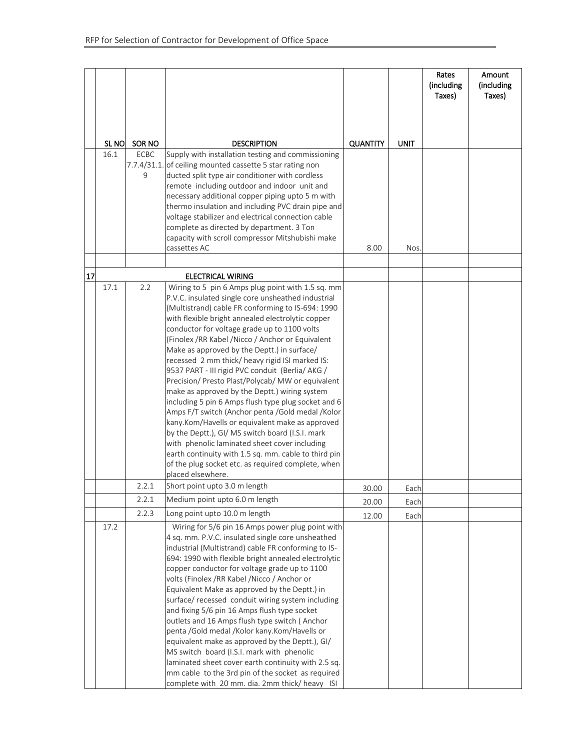| | SL NO | SOR NO | DESCRIPTION | QUANTITY | UNIT | Rates (including Taxes) | Amount (including Taxes) |
|---|---|---|---|---|---|---|---|
| | 16.1 | ECBC 7.7.4/31.1.9 | Supply with installation testing and commissioning of ceiling mounted cassette 5 star rating non ducted split type air conditioner with cordless remote including outdoor and indoor unit and necessary additional copper piping upto 5 m with thermo insulation and including PVC drain pipe and voltage stabilizer and electrical connection cable complete as directed by department. 3 Ton capacity with scroll compressor Mitshubishi make cassettes AC | 8.00 | Nos. | | |
| | | | | | | | |
| 17 | | | ELECTRICAL WIRING | | | | |
| | 17.1 | 2.2 | Wiring to 5 pin 6 Amps plug point with 1.5 sq. mm P.V.C. insulated single core unsheathed industrial (Multistrand) cable FR conforming to IS-694: 1990 with flexible bright annealed electrolytic copper conductor for voltage grade up to 1100 volts (Finolex /RR Kabel /Nicco / Anchor or Equivalent Make as approved by the Deptt.) in surface/ recessed 2 mm thick/ heavy rigid ISI marked IS: 9537 PART - III rigid PVC conduit (Berlia/ AKG / Precision/ Presto Plast/Polycab/ MW or equivalent make as approved by the Deptt.) wiring system including 5 pin 6 Amps flush type plug socket and 6 Amps F/T switch (Anchor penta /Gold medal /Kolor kany.Kom/Havells or equivalent make as approved by the Deptt.), GI/ MS switch board (I.S.I. mark with phenolic laminated sheet cover including earth continuity with 1.5 sq. mm. cable to third pin of the plug socket etc. as required complete, when placed elsewhere. | | | | |
| | | 2.2.1 | Short point upto 3.0 m length | 30.00 | Each | | |
| | | 2.2.1 | Medium point upto 6.0 m length | 20.00 | Each | | |
| | | 2.2.3 | Long point upto 10.0 m length | 12.00 | Each | | |
| | 17.2 | | Wiring for 5/6 pin 16 Amps power plug point with 4 sq. mm. P.V.C. insulated single core unsheathed industrial (Multistrand) cable FR conforming to IS-694: 1990 with flexible bright annealed electrolytic copper conductor for voltage grade up to 1100 volts (Finolex /RR Kabel /Nicco / Anchor or Equivalent Make as approved by the Deptt.) in surface/ recessed conduit wiring system including and fixing 5/6 pin 16 Amps flush type socket outlets and 16 Amps flush type switch ( Anchor penta /Gold medal /Kolor kany.Kom/Havells or equivalent make as approved by the Deptt.), GI/ MS switch board (I.S.I. mark with phenolic laminated sheet cover earth continuity with 2.5 sq. mm cable to the 3rd pin of the socket as required complete with 20 mm. dia. 2mm thick/ heavy ISI | | | | |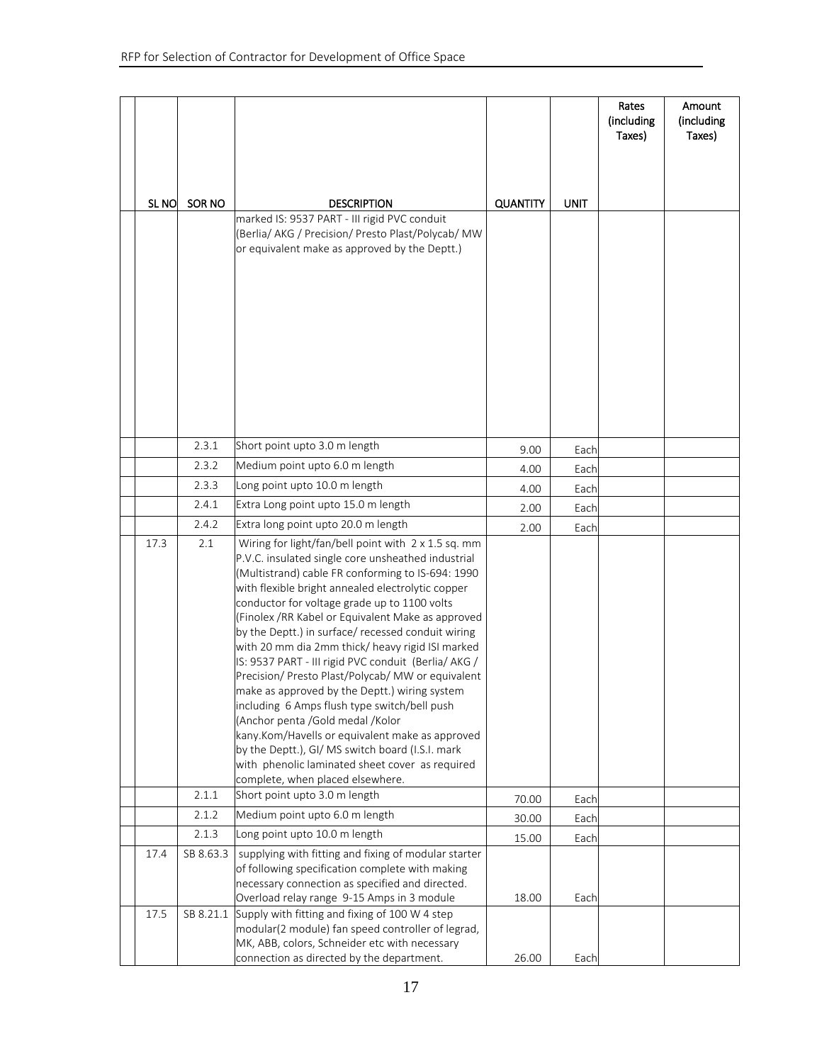| SL NO | SOR NO | DESCRIPTION | QUANTITY | UNIT | Rates (including Taxes) | Amount (including Taxes) |
|---|---|---|---|---|---|---|
| | | marked IS: 9537 PART - III rigid PVC conduit (Berlia/ AKG / Precision/ Presto Plast/Polycab/ MW or equivalent make as approved by the Deptt.) | | | | |
| | 2.3.1 | Short point upto 3.0 m length | 9.00 | Each | | |
| | 2.3.2 | Medium point upto 6.0 m length | 4.00 | Each | | |
| | 2.3.3 | Long point upto 10.0 m length | 4.00 | Each | | |
| | 2.4.1 | Extra Long point upto 15.0 m length | 2.00 | Each | | |
| | 2.4.2 | Extra long point upto 20.0 m length | 2.00 | Each | | |
| 17.3 | 2.1 | Wiring for light/fan/bell point with 2 x 1.5 sq. mm P.V.C. insulated single core unsheathed industrial (Multistrand) cable FR conforming to IS-694: 1990 with flexible bright annealed electrolytic copper conductor for voltage grade up to 1100 volts (Finolex /RR Kabel or Equivalent Make as approved by the Deptt.) in surface/ recessed conduit wiring with 20 mm dia 2mm thick/ heavy rigid ISI marked IS: 9537 PART - III rigid PVC conduit (Berlia/ AKG / Precision/ Presto Plast/Polycab/ MW or equivalent make as approved by the Deptt.) wiring system including 6 Amps flush type switch/bell push (Anchor penta /Gold medal /Kolor kany.Kom/Havells or equivalent make as approved by the Deptt.), GI/ MS switch board (I.S.I. mark with phenolic laminated sheet cover as required complete, when placed elsewhere. | | | | |
| | 2.1.1 | Short point upto 3.0 m length | 70.00 | Each | | |
| | 2.1.2 | Medium point upto 6.0 m length | 30.00 | Each | | |
| | 2.1.3 | Long point upto 10.0 m length | 15.00 | Each | | |
| 17.4 | SB 8.63.3 | supplying with fitting and fixing of modular starter of following specification complete with making necessary connection as specified and directed. Overload relay range 9-15 Amps in 3 module | 18.00 | Each | | |
| 17.5 | SB 8.21.1 | Supply with fitting and fixing of 100 W 4 step modular(2 module) fan speed controller of legrad, MK, ABB, colors, Schneider etc with necessary connection as directed by the department. | 26.00 | Each | | |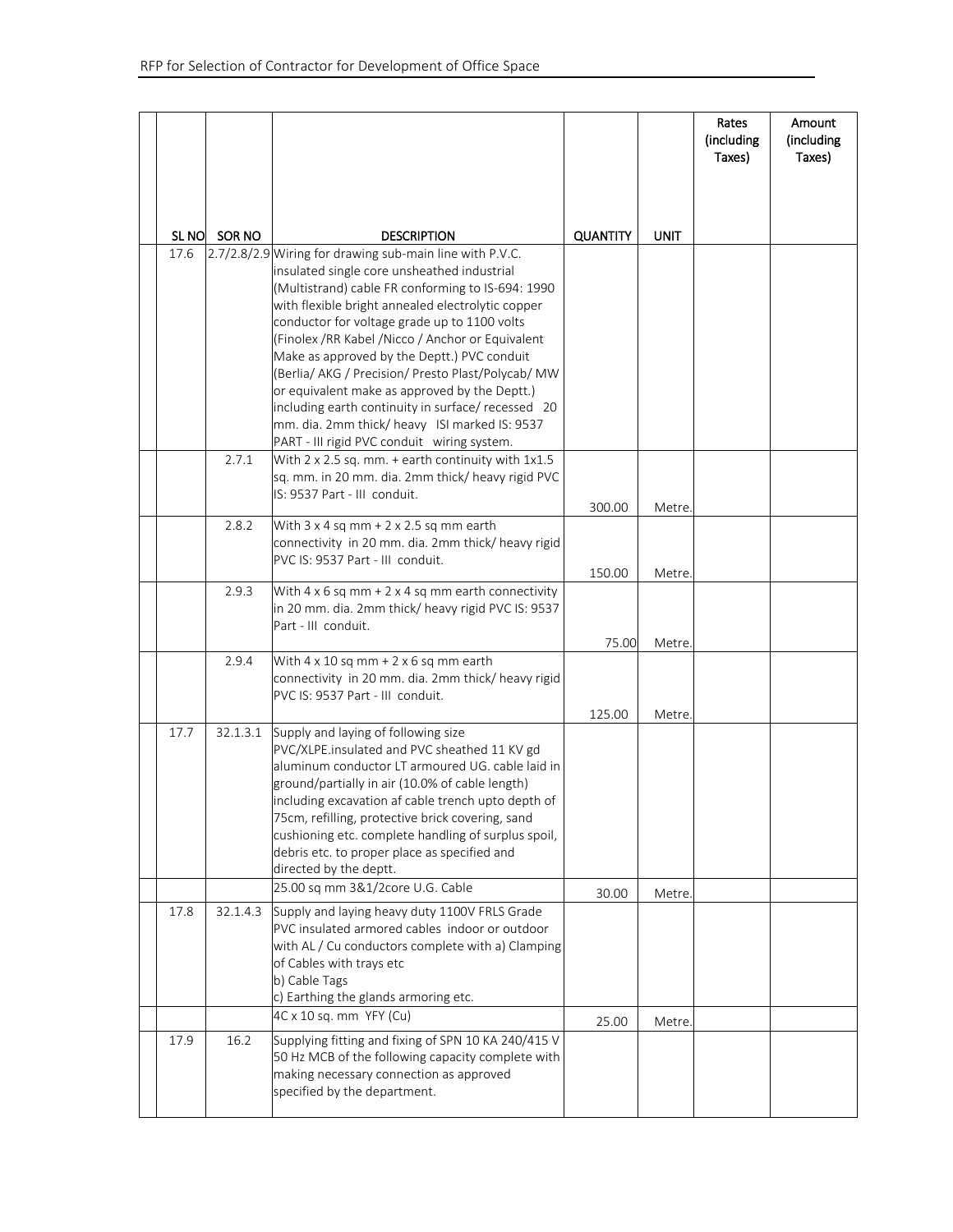| SL NO | SOR NO | DESCRIPTION | QUANTITY | UNIT | Rates (including Taxes) | Amount (including Taxes) |
|---|---|---|---|---|---|---|
| 17.6 | 2.7/2.8/2.9 | Wiring for drawing sub-main line with P.V.C. insulated single core unsheathed industrial (Multistrand) cable FR conforming to IS-694: 1990 with flexible bright annealed electrolytic copper conductor for voltage grade up to 1100 volts (Finolex /RR Kabel /Nicco / Anchor or Equivalent Make as approved by the Deptt.) PVC conduit (Berlia/ AKG / Precision/ Presto Plast/Polycab/ MW or equivalent make as approved by the Deptt.) including earth continuity in surface/ recessed 20 mm. dia. 2mm thick/ heavy ISI marked IS: 9537 PART - III rigid PVC conduit wiring system. | | | | |
| | 2.7.1 | With 2 x 2.5 sq. mm. + earth continuity with 1x1.5 sq. mm. in 20 mm. dia. 2mm thick/ heavy rigid PVC IS: 9537 Part - III conduit. | 300.00 | Metre. | | |
| | 2.8.2 | With 3 x 4 sq mm + 2 x 2.5 sq mm earth connectivity in 20 mm. dia. 2mm thick/ heavy rigid PVC IS: 9537 Part - III conduit. | 150.00 | Metre. | | |
| | 2.9.3 | With 4 x 6 sq mm + 2 x 4 sq mm earth connectivity in 20 mm. dia. 2mm thick/ heavy rigid PVC IS: 9537 Part - III conduit. | 75.00 | Metre. | | |
| | 2.9.4 | With 4 x 10 sq mm + 2 x 6 sq mm earth connectivity in 20 mm. dia. 2mm thick/ heavy rigid PVC IS: 9537 Part - III conduit. | 125.00 | Metre. | | |
| 17.7 | 32.1.3.1 | Supply and laying of following size PVC/XLPE.insulated and PVC sheathed 11 KV gd aluminum conductor LT armoured UG. cable laid in ground/partially in air (10.0% of cable length) including excavation af cable trench upto depth of 75cm, refilling, protective brick covering, sand cushioning etc. complete handling of surplus spoil, debris etc. to proper place as specified and directed by the deptt. | | | | |
| | | 25.00 sq mm 3&1/2core U.G. Cable | 30.00 | Metre. | | |
| 17.8 | 32.1.4.3 | Supply and laying heavy duty 1100V FRLS Grade PVC insulated armored cables indoor or outdoor with AL / Cu conductors complete with a) Clamping of Cables with trays etc<br>b) Cable Tags<br>c) Earthing the glands armoring etc. | | | | |
| | | 4C x 10 sq. mm YFY (Cu) | 25.00 | Metre. | | |
| 17.9 | 16.2 | Supplying fitting and fixing of SPN 10 KA 240/415 V 50 Hz MCB of the following capacity complete with making necessary connection as approved specified by the department. | | | | |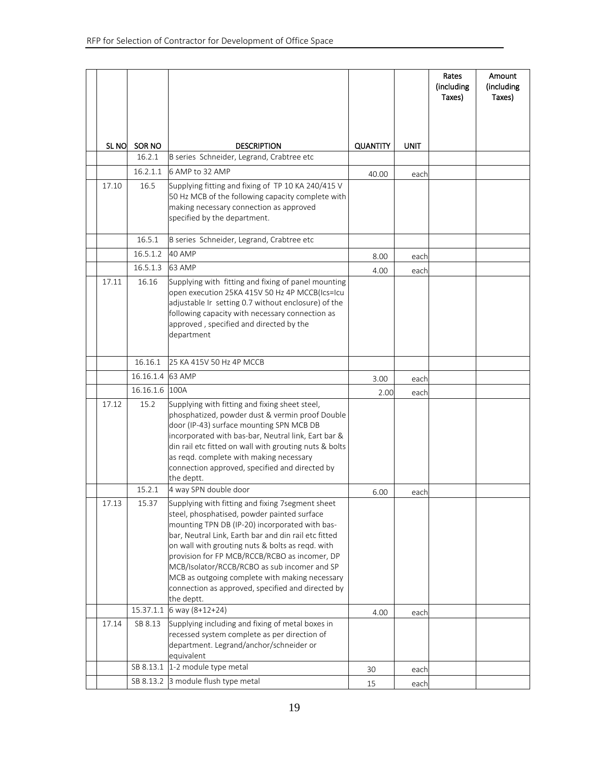| SL NO | SOR NO | DESCRIPTION | QUANTITY | UNIT | Rates (including Taxes) | Amount (including Taxes) |
|---|---|---|---|---|---|---|
| | 16.2.1 | B series Schneider, Legrand, Crabtree etc | | | | |
| | 16.2.1.1 | 6 AMP to 32 AMP | 40.00 | each | | |
| 17.10 | 16.5 | Supplying fitting and fixing of TP 10 KA 240/415 V 50 Hz MCB of the following capacity complete with making necessary connection as approved specified by the department. | | | | |
| | 16.5.1 | B series Schneider, Legrand, Crabtree etc | | | | |
| | 16.5.1.2 | 40 AMP | 8.00 | each | | |
| | 16.5.1.3 | 63 AMP | 4.00 | each | | |
| 17.11 | 16.16 | Supplying with fitting and fixing of panel mounting open execution 25KA 415V 50 Hz 4P MCCB(Ics=Icu adjustable Ir setting 0.7 without enclosure) of the following capacity with necessary connection as approved , specified and directed by the department | | | | |
| | 16.16.1 | 25 KA 415V 50 Hz 4P MCCB | | | | |
| | 16.16.1.4 | 63 AMP | 3.00 | each | | |
| | 16.16.1.6 | 100A | 2.00 | each | | |
| 17.12 | 15.2 | Supplying with fitting and fixing sheet steel, phosphatized, powder dust & vermin proof Double door (IP-43) surface mounting SPN MCB DB incorporated with bas-bar, Neutral link, Eart bar & din rail etc fitted on wall with grouting nuts & bolts as reqd. complete with making necessary connection approved, specified and directed by the deptt. | | | | |
| | 15.2.1 | 4 way SPN double door | 6.00 | each | | |
| 17.13 | 15.37 | Supplying with fitting and fixing 7segment sheet steel, phosphatised, powder painted surface mounting TPN DB (IP-20) incorporated with bas-bar, Neutral Link, Earth bar and din rail etc fitted on wall with grouting nuts & bolts as reqd. with provision for FP MCB/RCCB/RCBO as incomer, DP MCB/Isolator/RCCB/RCBO as sub incomer and SP MCB as outgoing complete with making necessary connection as approved, specified and directed by the deptt. | | | | |
| | 15.37.1.1 | 6 way (8+12+24) | 4.00 | each | | |
| 17.14 | SB 8.13 | Supplying including and fixing of metal boxes in recessed system complete as per direction of department. Legrand/anchor/schneider or equivalent | | | | |
| | SB 8.13.1 | 1-2 module type metal | 30 | each | | |
| | SB 8.13.2 | 3 module flush type metal | 15 | each | | |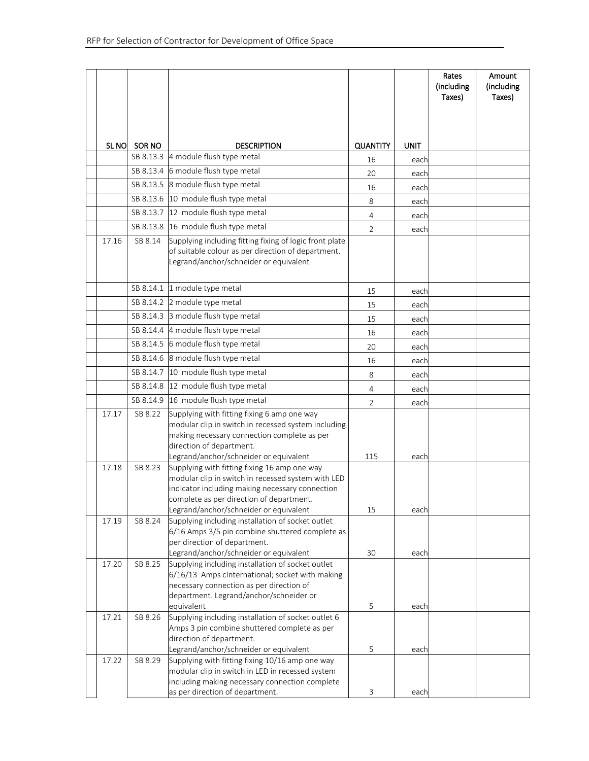| SL NO | SOR NO | DESCRIPTION | QUANTITY | UNIT | Rates (including Taxes) | Amount (including Taxes) |
|---|---|---|---|---|---|---|
| | SB 8.13.3 | 4 module flush type metal | 16 | each | | |
| | SB 8.13.4 | 6 module flush type metal | 20 | each | | |
| | SB 8.13.5 | 8 module flush type metal | 16 | each | | |
| | SB 8.13.6 | 10 module flush type metal | 8 | each | | |
| | SB 8.13.7 | 12 module flush type metal | 4 | each | | |
| | SB 8.13.8 | 16 module flush type metal | 2 | each | | |
| 17.16 | SB 8.14 | Supplying including fitting fixing of logic front plate of suitable colour as per direction of department. Legrand/anchor/schneider or equivalent | | | | |
| | SB 8.14.1 | 1 module type metal | 15 | each | | |
| | SB 8.14.2 | 2 module type metal | 15 | each | | |
| | SB 8.14.3 | 3 module flush type metal | 15 | each | | |
| | SB 8.14.4 | 4 module flush type metal | 16 | each | | |
| | SB 8.14.5 | 6 module flush type metal | 20 | each | | |
| | SB 8.14.6 | 8 module flush type metal | 16 | each | | |
| | SB 8.14.7 | 10 module flush type metal | 8 | each | | |
| | SB 8.14.8 | 12 module flush type metal | 4 | each | | |
| | SB 8.14.9 | 16 module flush type metal | 2 | each | | |
| 17.17 | SB 8.22 | Supplying with fitting fixing 6 amp one way modular clip in switch in recessed system including making necessary connection complete as per direction of department. Legrand/anchor/schneider or equivalent | 115 | each | | |
| 17.18 | SB 8.23 | Supplying with fitting fixing 16 amp one way modular clip in switch in recessed system with LED indicator including making necessary connection complete as per direction of department. Legrand/anchor/schneider or equivalent | 15 | each | | |
| 17.19 | SB 8.24 | Supplying including installation of socket outlet 6/16 Amps 3/5 pin combine shuttered complete as per direction of department. Legrand/anchor/schneider or equivalent | 30 | each | | |
| 17.20 | SB 8.25 | Supplying including installation of socket outlet 6/16/13 Amps cInternational; socket with making necessary connection as per direction of department. Legrand/anchor/schneider or equivalent | 5 | each | | |
| 17.21 | SB 8.26 | Supplying including installation of socket outlet 6 Amps 3 pin combine shuttered complete as per direction of department. Legrand/anchor/schneider or equivalent | 5 | each | | |
| 17.22 | SB 8.29 | Supplying with fitting fixing 10/16 amp one way modular clip in switch in LED in recessed system including making necessary connection complete as per direction of department. | 3 | each | | |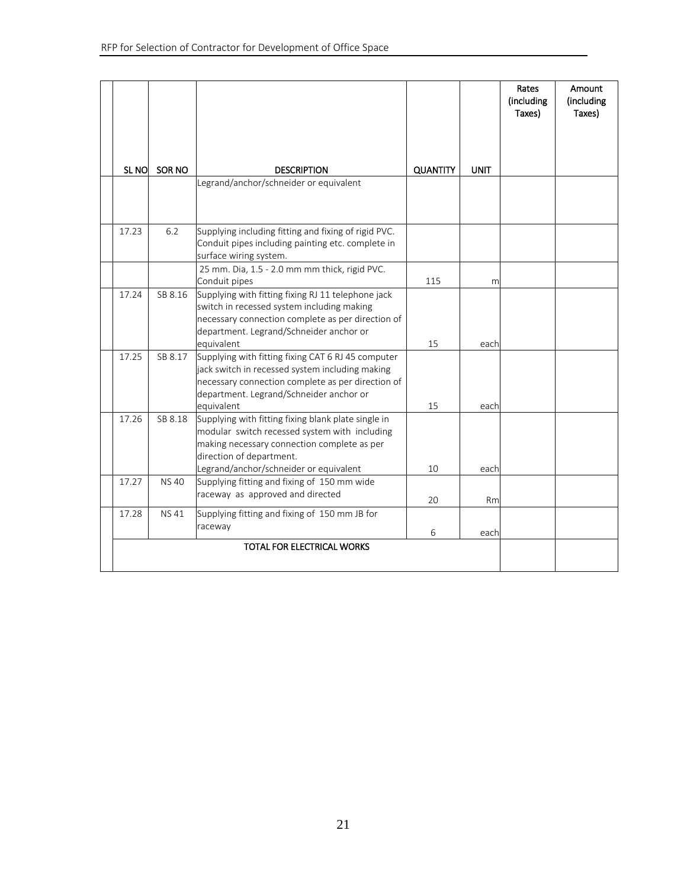| SL NO | SOR NO | DESCRIPTION | QUANTITY | UNIT | Rates (including Taxes) | Amount (including Taxes) |
|---|---|---|---|---|---|---|
| | | Legrand/anchor/schneider or equivalent | | | | |
| 17.23 | 6.2 | Supplying including fitting and fixing of rigid PVC. Conduit pipes including painting etc. complete in surface wiring system. | | | | |
| | | 25 mm. Dia, 1.5 - 2.0 mm mm thick, rigid PVC. Conduit pipes | 115 | m | | |
| 17.24 | SB 8.16 | Supplying with fitting fixing RJ 11 telephone jack switch in recessed system including making necessary connection complete as per direction of department. Legrand/Schneider anchor or equivalent | 15 | each | | |
| 17.25 | SB 8.17 | Supplying with fitting fixing CAT 6 RJ 45 computer jack switch in recessed system including making necessary connection complete as per direction of department. Legrand/Schneider anchor or equivalent | 15 | each | | |
| 17.26 | SB 8.18 | Supplying with fitting fixing blank plate single in modular switch recessed system with including making necessary connection complete as per direction of department. Legrand/anchor/schneider or equivalent | 10 | each | | |
| 17.27 | NS 40 | Supplying fitting and fixing of 150 mm wide raceway as approved and directed | 20 | Rm | | |
| 17.28 | NS 41 | Supplying fitting and fixing of 150 mm JB for raceway | 6 | each | | |
| | | TOTAL FOR ELECTRICAL WORKS | | | | |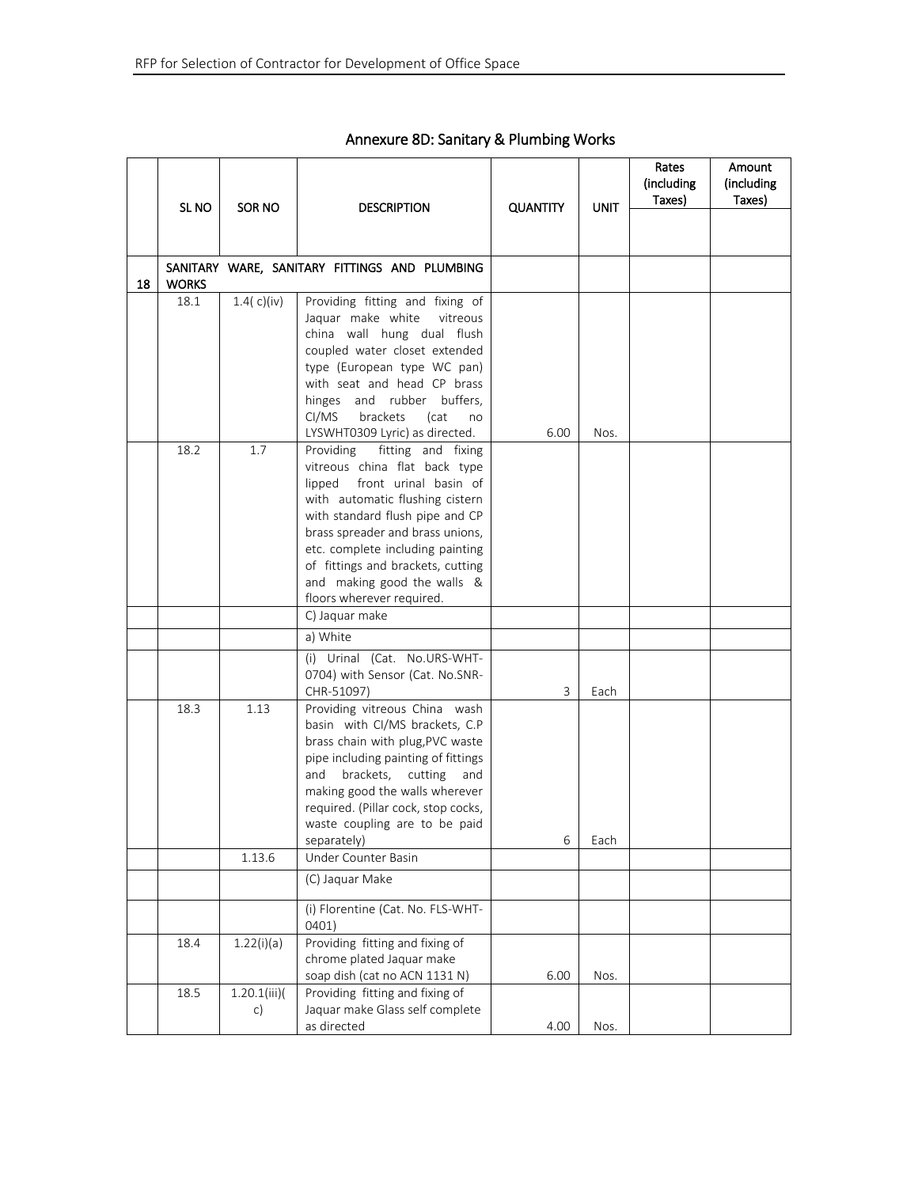## Annexure 8D: Sanitary & Plumbing Works

| | SL NO | SOR NO | DESCRIPTION | QUANTITY | UNIT | Rates (including Taxes) | Amount (including Taxes) |
|---|---|---|---|---|---|---|---|
| 18 | SANITARY WARE, SANITARY FITTINGS AND PLUMBING WORKS | | | | | | |
| | 18.1 | 1.4( c)(iv) | Providing fitting and fixing of Jaquar make white vitreous china wall hung dual flush coupled water closet extended type (European type WC pan) with seat and head CP brass hinges and rubber buffers, CI/MS brackets (cat no LYSWHT0309 Lyric) as directed. | 6.00 | Nos. | | |
| | 18.2 | 1.7 | Providing fitting and fixing vitreous china flat back type lipped front urinal basin of with automatic flushing cistern with standard flush pipe and CP brass spreader and brass unions, etc. complete including painting of fittings and brackets, cutting and making good the walls & floors wherever required. | | | | |
| | | | C) Jaquar make | | | | |
| | | | a) White | | | | |
| | | | (i) Urinal (Cat. No.URS-WHT-0704) with Sensor (Cat. No.SNR-CHR-51097) | 3 | Each | | |
| | 18.3 | 1.13 | Providing vitreous China wash basin with CI/MS brackets, C.P brass chain with plug,PVC waste pipe including painting of fittings and brackets, cutting and making good the walls wherever required. (Pillar cock, stop cocks, waste coupling are to be paid separately) | 6 | Each | | |
| | | 1.13.6 | Under Counter Basin | | | | |
| | | | (C) Jaquar Make | | | | |
| | | | (i) Florentine (Cat. No. FLS-WHT-0401) | | | | |
| | 18.4 | 1.22(i)(a) | Providing fitting and fixing of chrome plated Jaquar make soap dish (cat no ACN 1131 N) | 6.00 | Nos. | | |
| | 18.5 | 1.20.1(iii)(c) | Providing fitting and fixing of Jaquar make Glass self complete as directed | 4.00 | Nos. | | |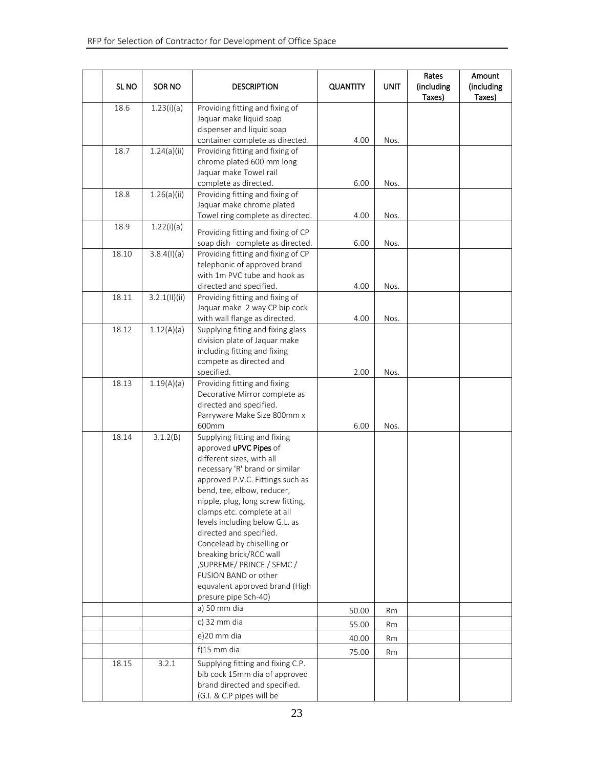| SL NO | SOR NO | DESCRIPTION | QUANTITY | UNIT | Rates (including Taxes) | Amount (including Taxes) |
|---|---|---|---|---|---|---|
| 18.6 | 1.23(i)(a) | Providing fitting and fixing of Jaquar make liquid soap dispenser and liquid soap container complete as directed. | 4.00 | Nos. | | |
| 18.7 | 1.24(a)(ii) | Providing fitting and fixing of chrome plated 600 mm long Jaquar make Towel rail complete as directed. | 6.00 | Nos. | | |
| 18.8 | 1.26(a)(ii) | Providing fitting and fixing of Jaquar make chrome plated Towel ring complete as directed. | 4.00 | Nos. | | |
| 18.9 | 1.22(i)(a) | Providing fitting and fixing of CP soap dish complete as directed. | 6.00 | Nos. | | |
| 18.10 | 3.8.4(I)(a) | Providing fitting and fixing of CP telephonic of approved brand with 1m PVC tube and hook as directed and specified. | 4.00 | Nos. | | |
| 18.11 | 3.2.1(II)(ii) | Providing fitting and fixing of Jaquar make 2 way CP bip cock with wall flange as directed. | 4.00 | Nos. | | |
| 18.12 | 1.12(A)(a) | Supplying fiting and fixing glass division plate of Jaquar make including fitting and fixing compete as directed and specified. | 2.00 | Nos. | | |
| 18.13 | 1.19(A)(a) | Providing fitting and fixing Decorative Mirror complete as directed and specified. Parryware Make Size 800mm x 600mm | 6.00 | Nos. | | |
| 18.14 | 3.1.2(B) | Supplying fitting and fixing approved **uPVC Pipes** of different sizes, with all necessary 'R' brand or similar approved P.V.C. Fittings such as bend, tee, elbow, reducer, nipple, plug, long screw fitting, clamps etc. complete at all levels including below G.L. as directed and specified. Concelead by chiselling or breaking brick/RCC wall ,SUPREME/ PRINCE / SFMC / FUSION BAND or other equvalent approved brand (High presure pipe Sch-40) | | | | |
| | | a) 50 mm dia | 50.00 | Rm | | |
| | | c) 32 mm dia | 55.00 | Rm | | |
| | | e)20 mm dia | 40.00 | Rm | | |
| | | f)15 mm dia | 75.00 | Rm | | |
| 18.15 | 3.2.1 | Supplying fitting and fixing C.P. bib cock 15mm dia of approved brand directed and specified. (G.I. & C.P pipes will be | | | | |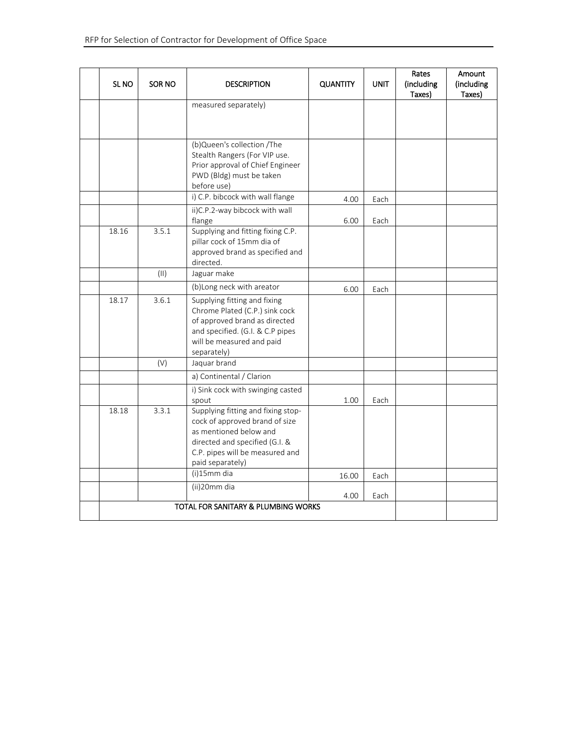| | SL NO | SOR NO | DESCRIPTION | QUANTITY | UNIT | Rates (including Taxes) | Amount (including Taxes) |
|---|---|---|---|---|---|---|---|
| | | | measured separately) | | | | |
| | | | (b)Queen's collection /The Stealth Rangers (For VIP use. Prior approval of Chief Engineer PWD (Bldg) must be taken before use) | | | | |
| | | | i) C.P. bibcock with wall flange | 4.00 | Each | | |
| | | | ii)C.P.2-way bibcock with wall flange | 6.00 | Each | | |
| | 18.16 | 3.5.1 | Supplying and fitting fixing C.P. pillar cock of 15mm dia of approved brand as specified and directed. | | | | |
| | | (II) | Jaguar make | | | | |
| | | | (b)Long neck with areator | 6.00 | Each | | |
| | 18.17 | 3.6.1 | Supplying fitting and fixing Chrome Plated (C.P.) sink cock of approved brand as directed and specified. (G.I. & C.P pipes will be measured and paid separately) | | | | |
| | | (V) | Jaquar brand | | | | |
| | | | a) Continental / Clarion | | | | |
| | | | i) Sink cock with swinging casted spout | 1.00 | Each | | |
| | 18.18 | 3.3.1 | Supplying fitting and fixing stop-cock of approved brand of size as mentioned below and directed and specified (G.I. & C.P. pipes will be measured and paid separately) | | | | |
| | | | (i)15mm dia | 16.00 | Each | | |
| | | | (ii)20mm dia | 4.00 | Each | | |
| | **TOTAL FOR SANITARY & PLUMBING WORKS** | | | | | | |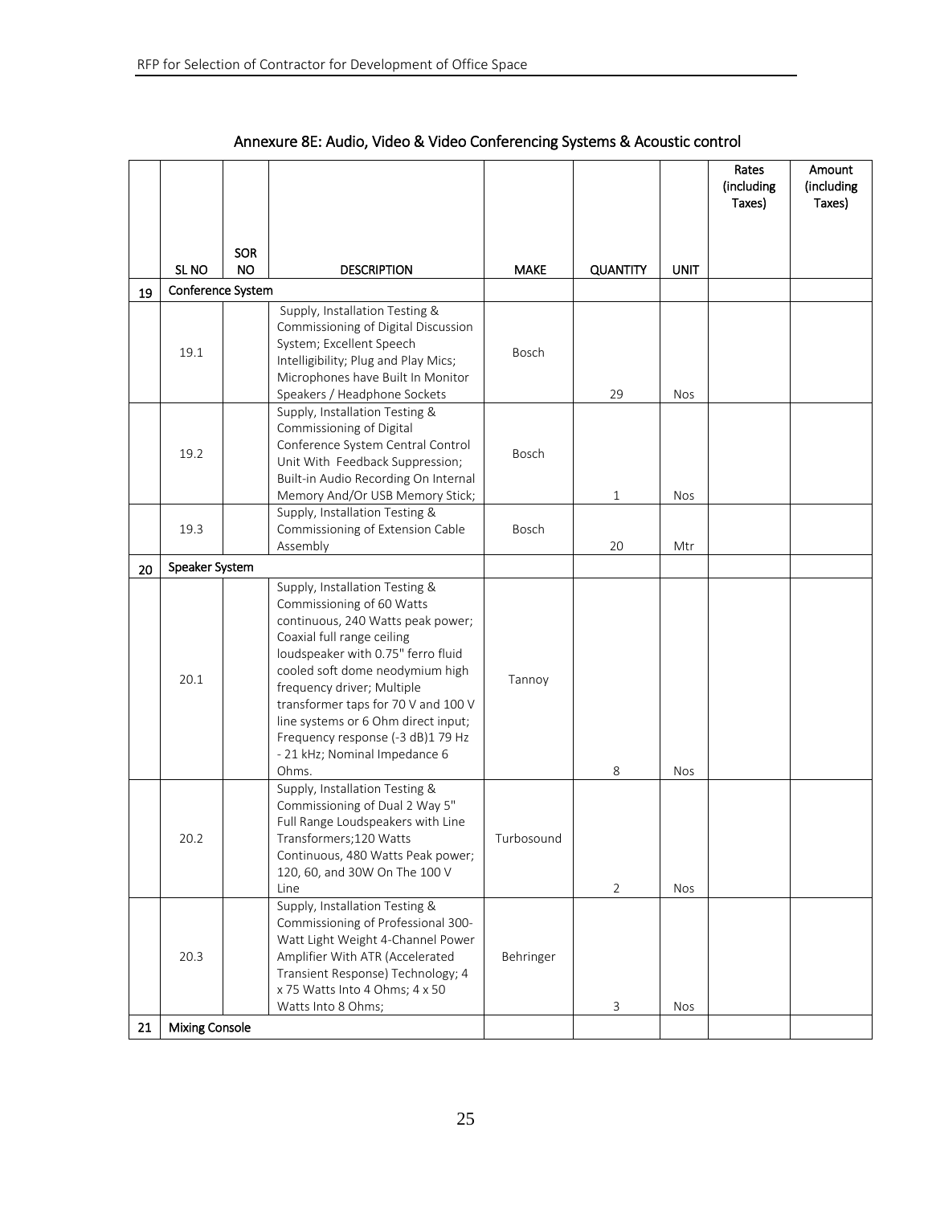## Annexure 8E: Audio, Video & Video Conferencing Systems & Acoustic control

| | SL NO | SOR NO | DESCRIPTION | MAKE | QUANTITY | UNIT | Rates (including Taxes) | Amount (including Taxes) |
|---|---|---|---|---|---|---|---|---|
| 19 | Conference System | | | | | | | |
| | 19.1 | | Supply, Installation Testing & Commissioning of Digital Discussion System; Excellent Speech Intelligibility; Plug and Play Mics; Microphones have Built In Monitor Speakers / Headphone Sockets | Bosch | 29 | Nos | | |
| | 19.2 | | Supply, Installation Testing & Commissioning of Digital Conference System Central Control Unit With Feedback Suppression; Built-in Audio Recording On Internal Memory And/Or USB Memory Stick; | Bosch | 1 | Nos | | |
| | 19.3 | | Supply, Installation Testing & Commissioning of Extension Cable Assembly | Bosch | 20 | Mtr | | |
| 20 | Speaker System | | | | | | | |
| | 20.1 | | Supply, Installation Testing & Commissioning of 60 Watts continuous, 240 Watts peak power; Coaxial full range ceiling loudspeaker with 0.75" ferro fluid cooled soft dome neodymium high frequency driver; Multiple transformer taps for 70 V and 100 V line systems or 6 Ohm direct input; Frequency response (-3 dB)1 79 Hz - 21 kHz; Nominal Impedance 6 Ohms. | Tannoy | 8 | Nos | | |
| | 20.2 | | Supply, Installation Testing & Commissioning of Dual 2 Way 5" Full Range Loudspeakers with Line Transformers;120 Watts Continuous, 480 Watts Peak power; 120, 60, and 30W On The 100 V Line | Turbosound | 2 | Nos | | |
| | 20.3 | | Supply, Installation Testing & Commissioning of Professional 300-Watt Light Weight 4-Channel Power Amplifier With ATR (Accelerated Transient Response) Technology; 4 x 75 Watts Into 4 Ohms; 4 x 50 Watts Into 8 Ohms; | Behringer | 3 | Nos | | |
| 21 | Mixing Console | | | | | | | |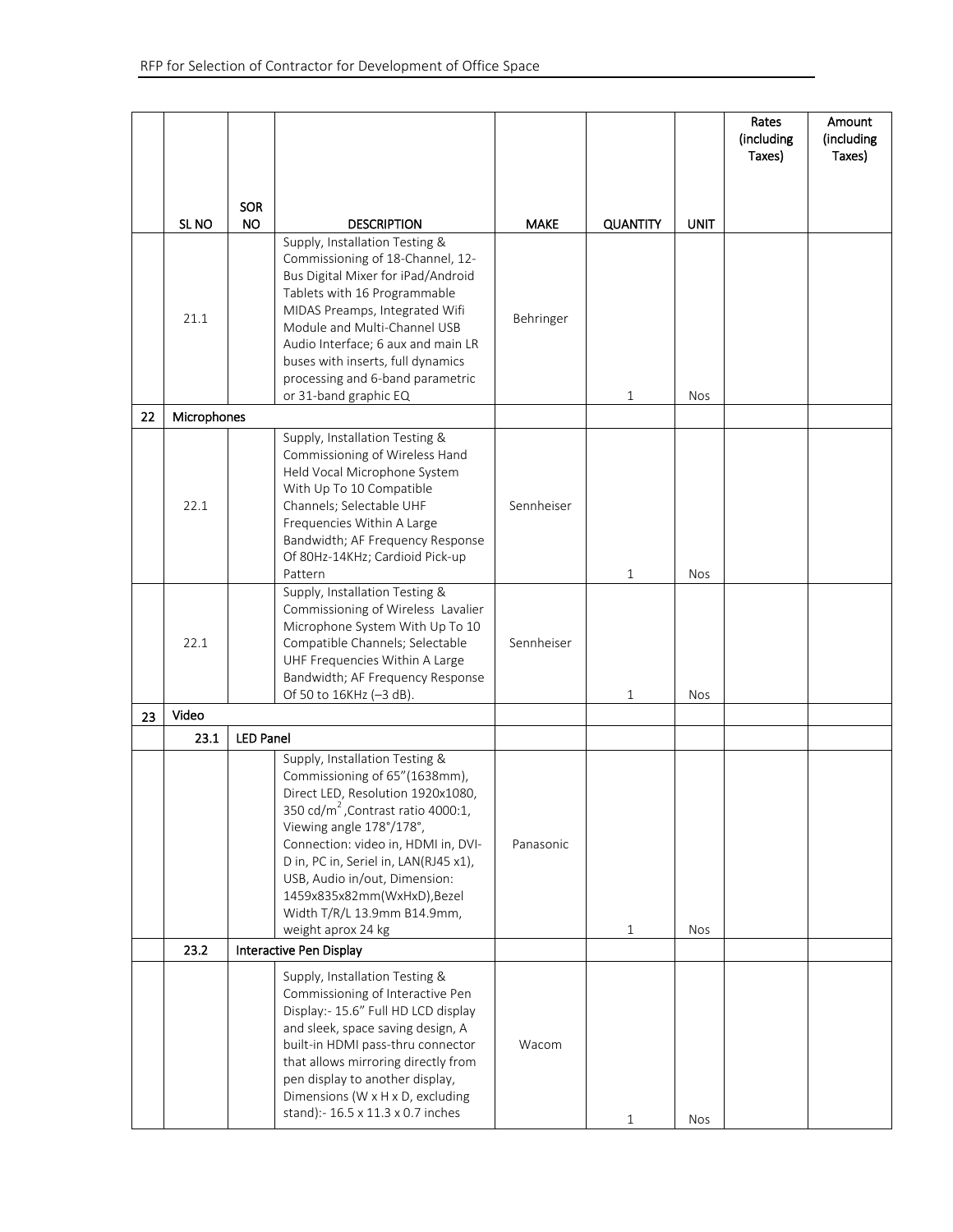| | SL NO | SOR NO | DESCRIPTION | MAKE | QUANTITY | UNIT | Rates (including Taxes) | Amount (including Taxes) |
|---|---|---|---|---|---|---|---|---|
| | 21.1 | | Supply, Installation Testing & Commissioning of 18-Channel, 12-Bus Digital Mixer for iPad/Android Tablets with 16 Programmable MIDAS Preamps, Integrated Wifi Module and Multi-Channel USB Audio Interface; 6 aux and main LR buses with inserts, full dynamics processing and 6-band parametric or 31-band graphic EQ | Behringer | 1 | Nos | | |
| 22 | Microphones | | | | | | | |
| | 22.1 | | Supply, Installation Testing & Commissioning of Wireless Hand Held Vocal Microphone System With Up To 10 Compatible Channels; Selectable UHF Frequencies Within A Large Bandwidth; AF Frequency Response Of 80Hz-14KHz; Cardioid Pick-up Pattern | Sennheiser | 1 | Nos | | |
| | 22.1 | | Supply, Installation Testing & Commissioning of Wireless Lavalier Microphone System With Up To 10 Compatible Channels; Selectable UHF Frequencies Within A Large Bandwidth; AF Frequency Response Of 50 to 16KHz (–3 dB). | Sennheiser | 1 | Nos | | |
| 23 | Video | | | | | | | |
| | 23.1 | LED Panel | | | | | | |
| | | | Supply, Installation Testing & Commissioning of 65"(1638mm), Direct LED, Resolution 1920x1080, 350 cd/m$^2$ ,Contrast ratio 4000:1, Viewing angle 178°/178°, Connection: video in, HDMI in, DVI-D in, PC in, Seriel in, LAN(RJ45 x1), USB, Audio in/out, Dimension: 1459x835x82mm(WxHxD),Bezel Width T/R/L 13.9mm B14.9mm, weight aprox 24 kg | Panasonic | 1 | Nos | | |
| | 23.2 | Interactive Pen Display | | | | | | |
| | | | Supply, Installation Testing & Commissioning of Interactive Pen Display:- 15.6" Full HD LCD display and sleek, space saving design, A built-in HDMI pass-thru connector that allows mirroring directly from pen display to another display, Dimensions (W x H x D, excluding stand):- 16.5 x 11.3 x 0.7 inches | Wacom | 1 | Nos | | |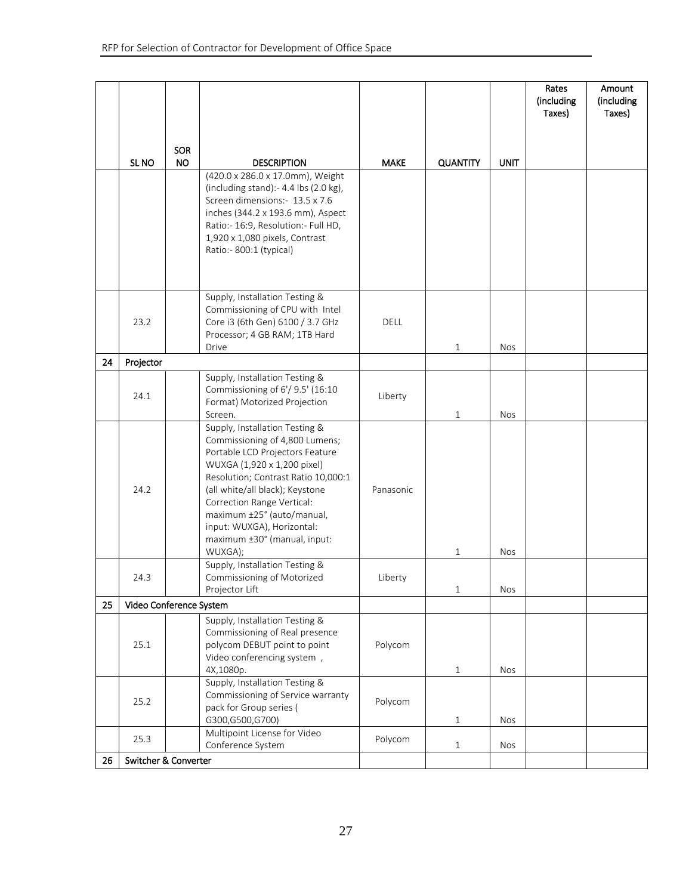| | SL NO | SOR NO | DESCRIPTION | MAKE | QUANTITY | UNIT | Rates (including Taxes) | Amount (including Taxes) |
|---|---|---|---|---|---|---|---|---|
| | | | (420.0 x 286.0 x 17.0mm), Weight (including stand):- 4.4 lbs (2.0 kg), Screen dimensions:- 13.5 x 7.6 inches (344.2 x 193.6 mm), Aspect Ratio:- 16:9, Resolution:- Full HD, 1,920 x 1,080 pixels, Contrast Ratio:- 800:1 (typical) | | | | | |
| | 23.2 | | Supply, Installation Testing & Commissioning of CPU with Intel Core i3 (6th Gen) 6100 / 3.7 GHz Processor; 4 GB RAM; 1TB Hard Drive | DELL | 1 | Nos | | |
| 24 | Projector | | | | | | | |
| | 24.1 | | Supply, Installation Testing & Commissioning of 6'/ 9.5' (16:10 Format) Motorized Projection Screen. | Liberty | 1 | Nos | | |
| | 24.2 | | Supply, Installation Testing & Commissioning of 4,800 Lumens; Portable LCD Projectors Feature WUXGA (1,920 x 1,200 pixel) Resolution; Contrast Ratio 10,000:1 (all white/all black); Keystone Correction Range Vertical: maximum ±25° (auto/manual, input: WUXGA), Horizontal: maximum ±30° (manual, input: WUXGA); | Panasonic | 1 | Nos | | |
| | 24.3 | | Supply, Installation Testing & Commissioning of Motorized Projector Lift | Liberty | 1 | Nos | | |
| 25 | Video Conference System | | | | | | | |
| | 25.1 | | Supply, Installation Testing & Commissioning of Real presence polycom DEBUT point to point Video conferencing system , 4X,1080p. | Polycom | 1 | Nos | | |
| | 25.2 | | Supply, Installation Testing & Commissioning of Service warranty pack for Group series ( G300,G500,G700) | Polycom | 1 | Nos | | |
| | 25.3 | | Multipoint License for Video Conference System | Polycom | 1 | Nos | | |
| 26 | Switcher & Converter | | | | | | | |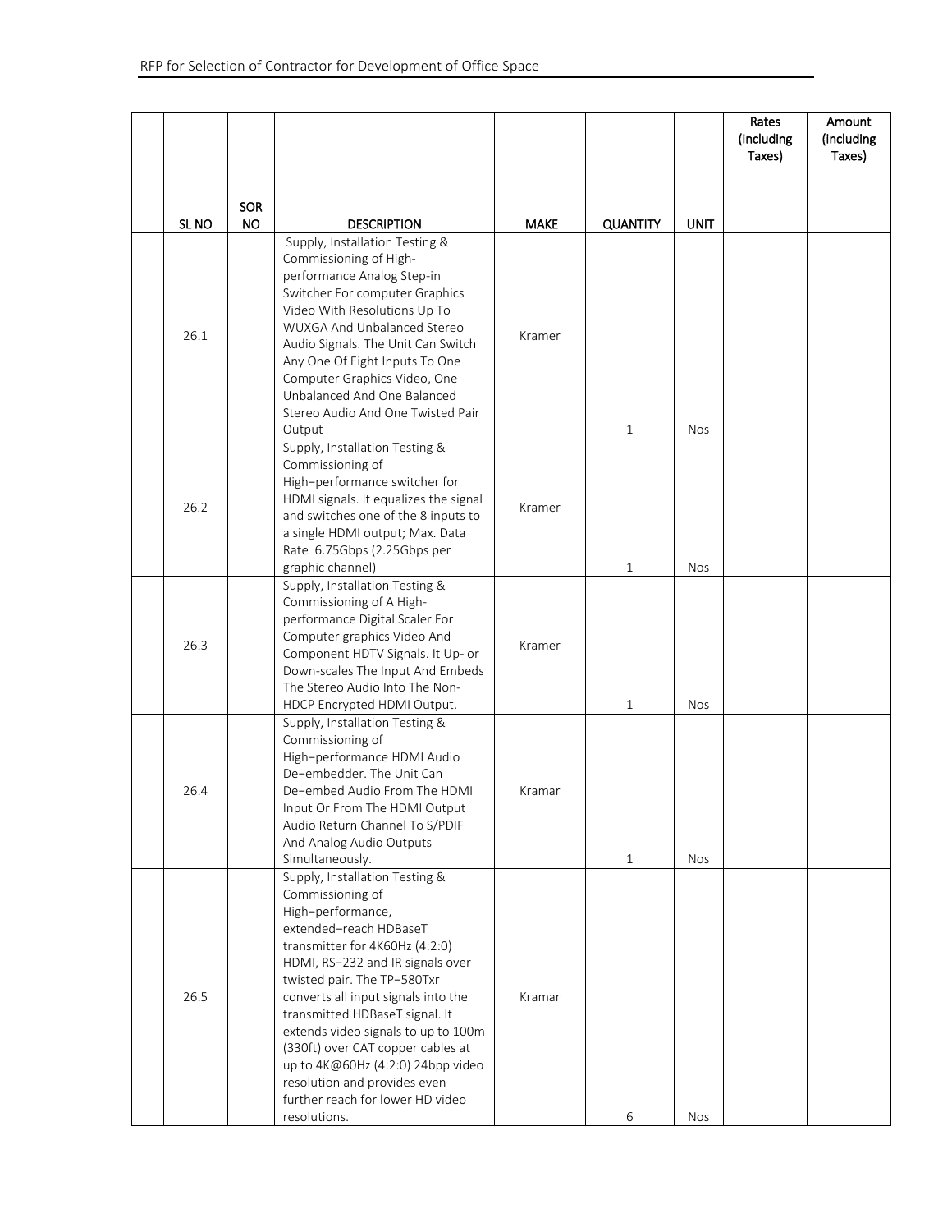|  | SL NO | SOR NO | DESCRIPTION | MAKE | QUANTITY | UNIT | Rates (including Taxes) | Amount (including Taxes) |
|---|---|---|---|---|---|---|---|---|
|  | 26.1 |  | Supply, Installation Testing & Commissioning of High-performance Analog Step-in Switcher For computer Graphics Video With Resolutions Up To WUXGA And Unbalanced Stereo Audio Signals. The Unit Can Switch Any One Of Eight Inputs To One Computer Graphics Video, One Unbalanced And One Balanced Stereo Audio And One Twisted Pair Output | Kramer | 1 | Nos |  |  |
|  | 26.2 |  | Supply, Installation Testing & Commissioning of High–performance switcher for HDMI signals. It equalizes the signal and switches one of the 8 inputs to a single HDMI output; Max. Data Rate 6.75Gbps (2.25Gbps per graphic channel) | Kramer | 1 | Nos |  |  |
|  | 26.3 |  | Supply, Installation Testing & Commissioning of A High-performance Digital Scaler For Computer graphics Video And Component HDTV Signals. It Up- or Down-scales The Input And Embeds The Stereo Audio Into The Non-HDCP Encrypted HDMI Output. | Kramer | 1 | Nos |  |  |
|  | 26.4 |  | Supply, Installation Testing & Commissioning of High–performance HDMI Audio De–embedder. The Unit Can De–embed Audio From The HDMI Input Or From The HDMI Output Audio Return Channel To S/PDIF And Analog Audio Outputs Simultaneously. | Kramar | 1 | Nos |  |  |
|  | 26.5 |  | Supply, Installation Testing & Commissioning of High–performance, extended–reach HDBaseT transmitter for 4K60Hz (4:2:0) HDMI, RS–232 and IR signals over twisted pair. The TP–580Txr converts all input signals into the transmitted HDBaseT signal. It extends video signals to up to 100m (330ft) over CAT copper cables at up to 4K@60Hz (4:2:0) 24bpp video resolution and provides even further reach for lower HD video resolutions. | Kramar | 6 | Nos |  |  |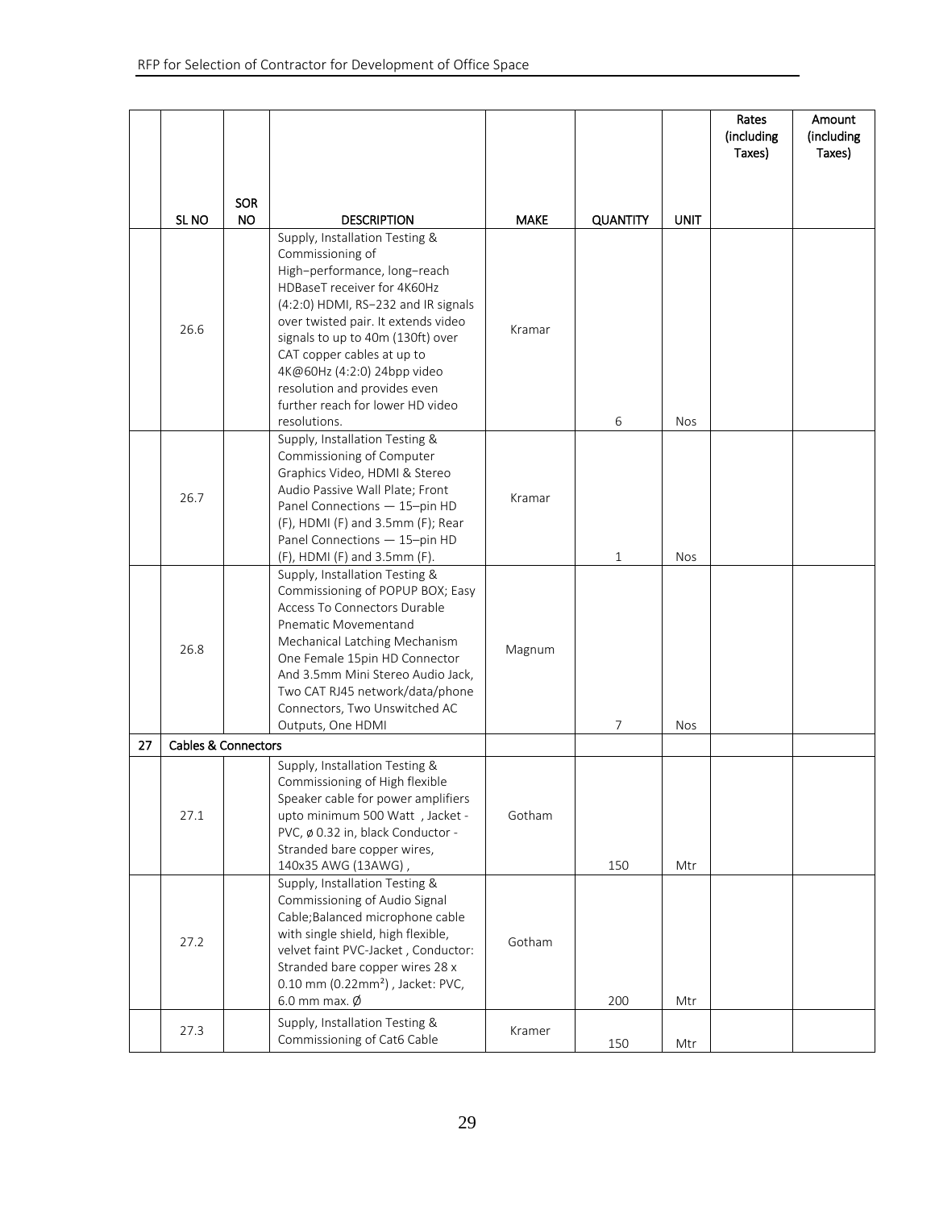| | SL NO | SOR NO | DESCRIPTION | MAKE | QUANTITY | UNIT | Rates (including Taxes) | Amount (including Taxes) |
|---|---|---|---|---|---|---|---|---|
| | 26.6 | | Supply, Installation Testing & Commissioning of High–performance, long–reach HDBaseT receiver for 4K60Hz (4:2:0) HDMI, RS–232 and IR signals over twisted pair. It extends video signals to up to 40m (130ft) over CAT copper cables at up to 4K@60Hz (4:2:0) 24bpp video resolution and provides even further reach for lower HD video resolutions. | Kramar | 6 | Nos | | |
| | 26.7 | | Supply, Installation Testing & Commissioning of Computer Graphics Video, HDMI & Stereo Audio Passive Wall Plate; Front Panel Connections — 15–pin HD (F), HDMI (F) and 3.5mm (F); Rear Panel Connections — 15–pin HD (F), HDMI (F) and 3.5mm (F). | Kramar | 1 | Nos | | |
| | 26.8 | | Supply, Installation Testing & Commissioning of POPUP BOX; Easy Access To Connectors Durable Pnematic Movementand Mechanical Latching Mechanism One Female 15pin HD Connector And 3.5mm Mini Stereo Audio Jack, Two CAT RJ45 network/data/phone Connectors, Two Unswitched AC Outputs, One HDMI | Magnum | 7 | Nos | | |
| 27 | Cables & Connectors | | | | | | | |
| | 27.1 | | Supply, Installation Testing & Commissioning of High flexible Speaker cable for power amplifiers upto minimum 500 Watt , Jacket - PVC, ø 0.32 in, black Conductor - Stranded bare copper wires, 140x35 AWG (13AWG) , | Gotham | 150 | Mtr | | |
| | 27.2 | | Supply, Installation Testing & Commissioning of Audio Signal Cable;Balanced microphone cable with single shield, high flexible, velvet faint PVC-Jacket , Conductor: Stranded bare copper wires 28 x 0.10 mm (0.22mm²) , Jacket: PVC, 6.0 mm max. Ø | Gotham | 200 | Mtr | | |
| | 27.3 | | Supply, Installation Testing & Commissioning of Cat6 Cable | Kramer | 150 | Mtr | | |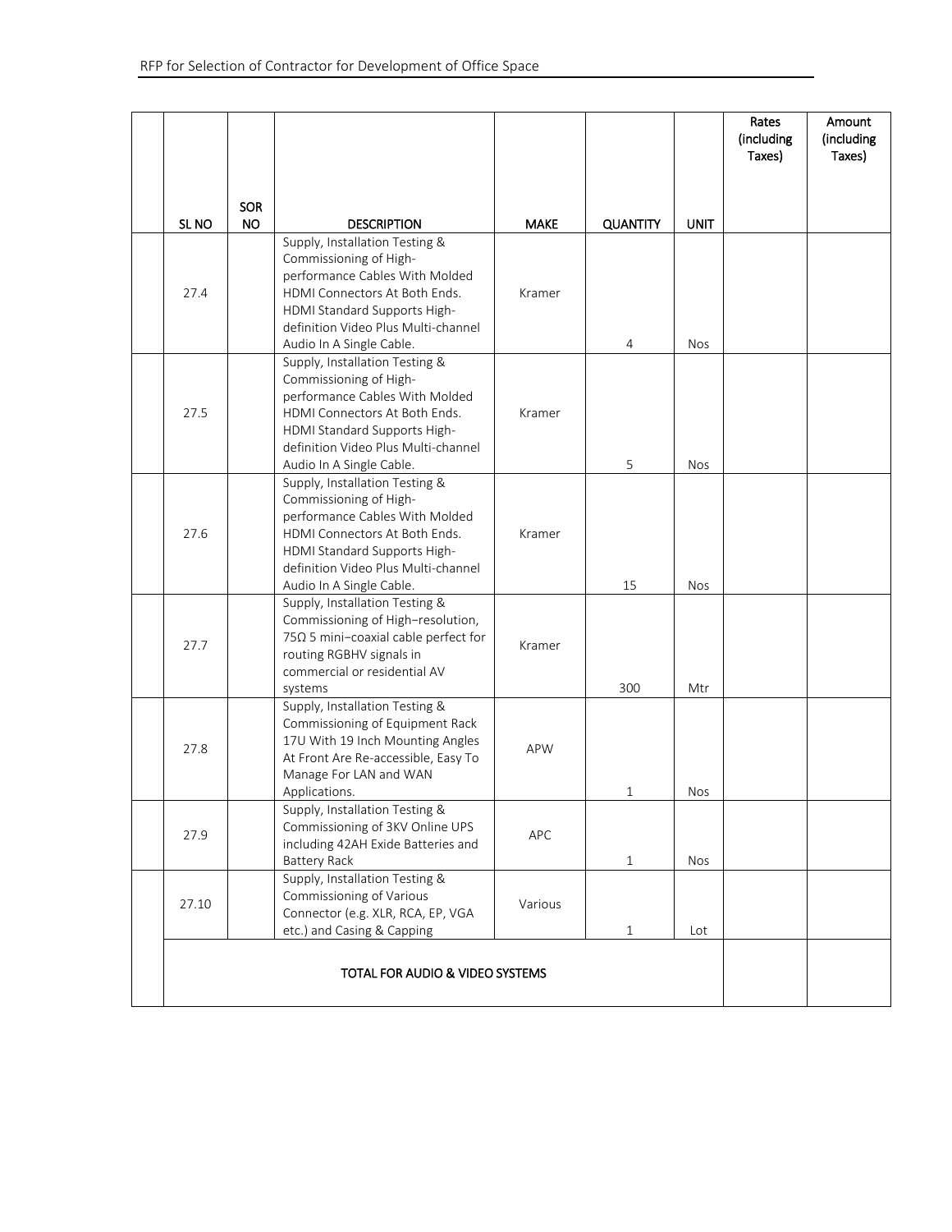| | SL NO | SOR NO | DESCRIPTION | MAKE | QUANTITY | UNIT | Rates (including Taxes) | Amount (including Taxes) |
|---|---|---|---|---|---|---|---|---|
| | 27.4 | | Supply, Installation Testing & Commissioning of High-performance Cables With Molded HDMI Connectors At Both Ends. HDMI Standard Supports High-definition Video Plus Multi-channel Audio In A Single Cable. | Kramer | 4 | Nos | | |
| | 27.5 | | Supply, Installation Testing & Commissioning of High-performance Cables With Molded HDMI Connectors At Both Ends. HDMI Standard Supports High-definition Video Plus Multi-channel Audio In A Single Cable. | Kramer | 5 | Nos | | |
| | 27.6 | | Supply, Installation Testing & Commissioning of High-performance Cables With Molded HDMI Connectors At Both Ends. HDMI Standard Supports High-definition Video Plus Multi-channel Audio In A Single Cable. | Kramer | 15 | Nos | | |
| | 27.7 | | Supply, Installation Testing & Commissioning of High–resolution, 75Ω 5 mini–coaxial cable perfect for routing RGBHV signals in commercial or residential AV systems | Kramer | 300 | Mtr | | |
| | 27.8 | | Supply, Installation Testing & Commissioning of Equipment Rack 17U With 19 Inch Mounting Angles At Front Are Re-accessible, Easy To Manage For LAN and WAN Applications. | APW | 1 | Nos | | |
| | 27.9 | | Supply, Installation Testing & Commissioning of 3KV Online UPS including 42AH Exide Batteries and Battery Rack | APC | 1 | Nos | | |
| | 27.10 | | Supply, Installation Testing & Commissioning of Various Connector (e.g. XLR, RCA, EP, VGA etc.) and Casing & Capping | Various | 1 | Lot | | |
| | TOTAL FOR AUDIO & VIDEO SYSTEMS | | | | | | | |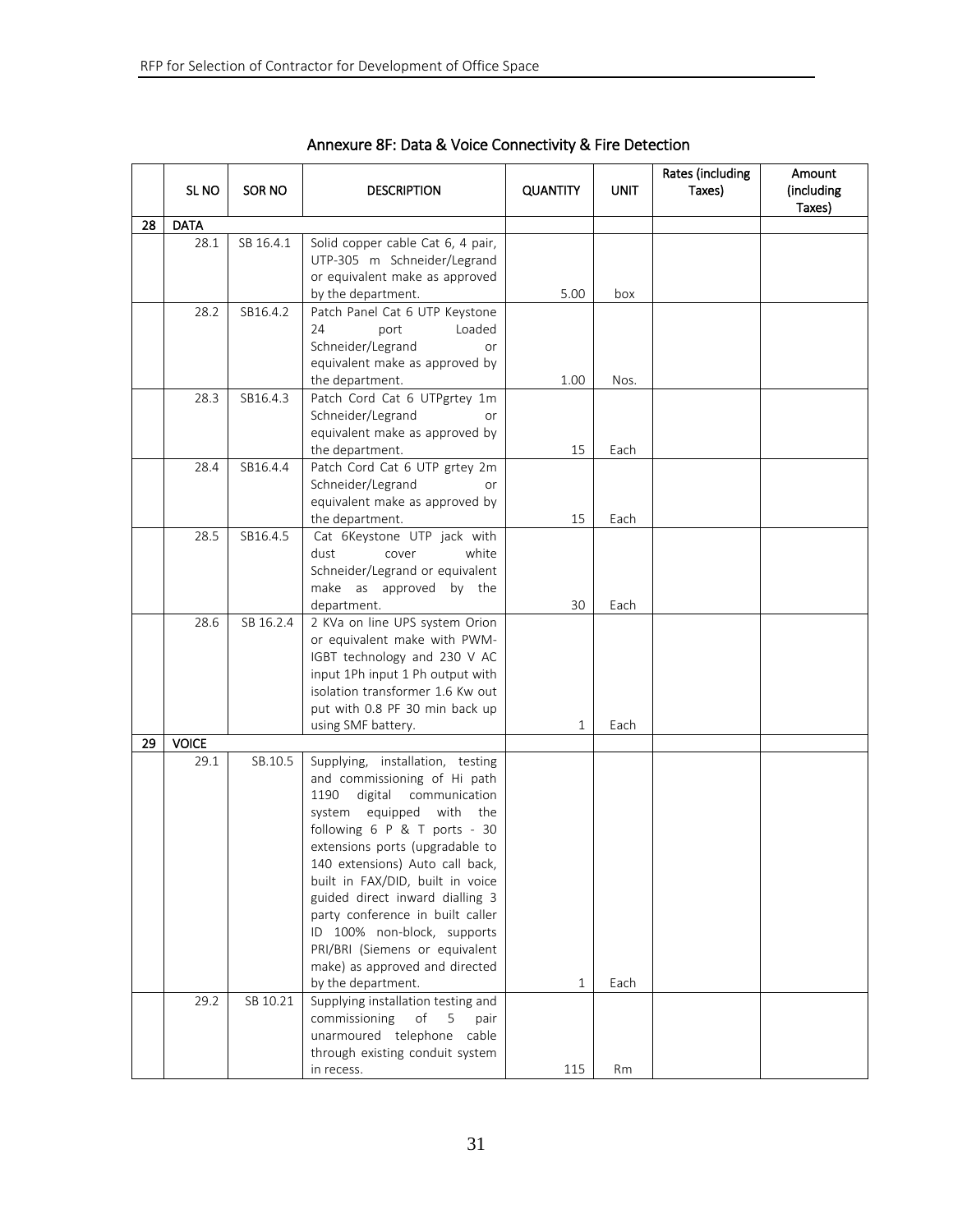## Annexure 8F: Data & Voice Connectivity & Fire Detection

| | SL NO | SOR NO | DESCRIPTION | QUANTITY | UNIT | Rates (including Taxes) | Amount (including Taxes) |
|---|---|---|---|---|---|---|---|
| 28 | DATA | | | | | | |
| | 28.1 | SB 16.4.1 | Solid copper cable Cat 6, 4 pair, UTP-305 m Schneider/Legrand or equivalent make as approved by the department. | 5.00 | box | | |
| | 28.2 | SB16.4.2 | Patch Panel Cat 6 UTP Keystone 24 port Loaded Schneider/Legrand or equivalent make as approved by the department. | 1.00 | Nos. | | |
| | 28.3 | SB16.4.3 | Patch Cord Cat 6 UTPgrtey 1m Schneider/Legrand or equivalent make as approved by the department. | 15 | Each | | |
| | 28.4 | SB16.4.4 | Patch Cord Cat 6 UTP grtey 2m Schneider/Legrand or equivalent make as approved by the department. | 15 | Each | | |
| | 28.5 | SB16.4.5 | Cat 6Keystone UTP jack with dust cover white Schneider/Legrand or equivalent make as approved by the department. | 30 | Each | | |
| | 28.6 | SB 16.2.4 | 2 KVa on line UPS system Orion or equivalent make with PWM-IGBT technology and 230 V AC input 1Ph input 1 Ph output with isolation transformer 1.6 Kw out put with 0.8 PF 30 min back up using SMF battery. | 1 | Each | | |
| 29 | VOICE | | | | | | |
| | 29.1 | SB.10.5 | Supplying, installation, testing and commissioning of Hi path 1190 digital communication system equipped with the following 6 P & T ports - 30 extensions ports (upgradable to 140 extensions) Auto call back, built in FAX/DID, built in voice guided direct inward dialling 3 party conference in built caller ID 100% non-block, supports PRI/BRI (Siemens or equivalent make) as approved and directed by the department. | 1 | Each | | |
| | 29.2 | SB 10.21 | Supplying installation testing and commissioning of 5 pair unarmoured telephone cable through existing conduit system in recess. | 115 | Rm | | |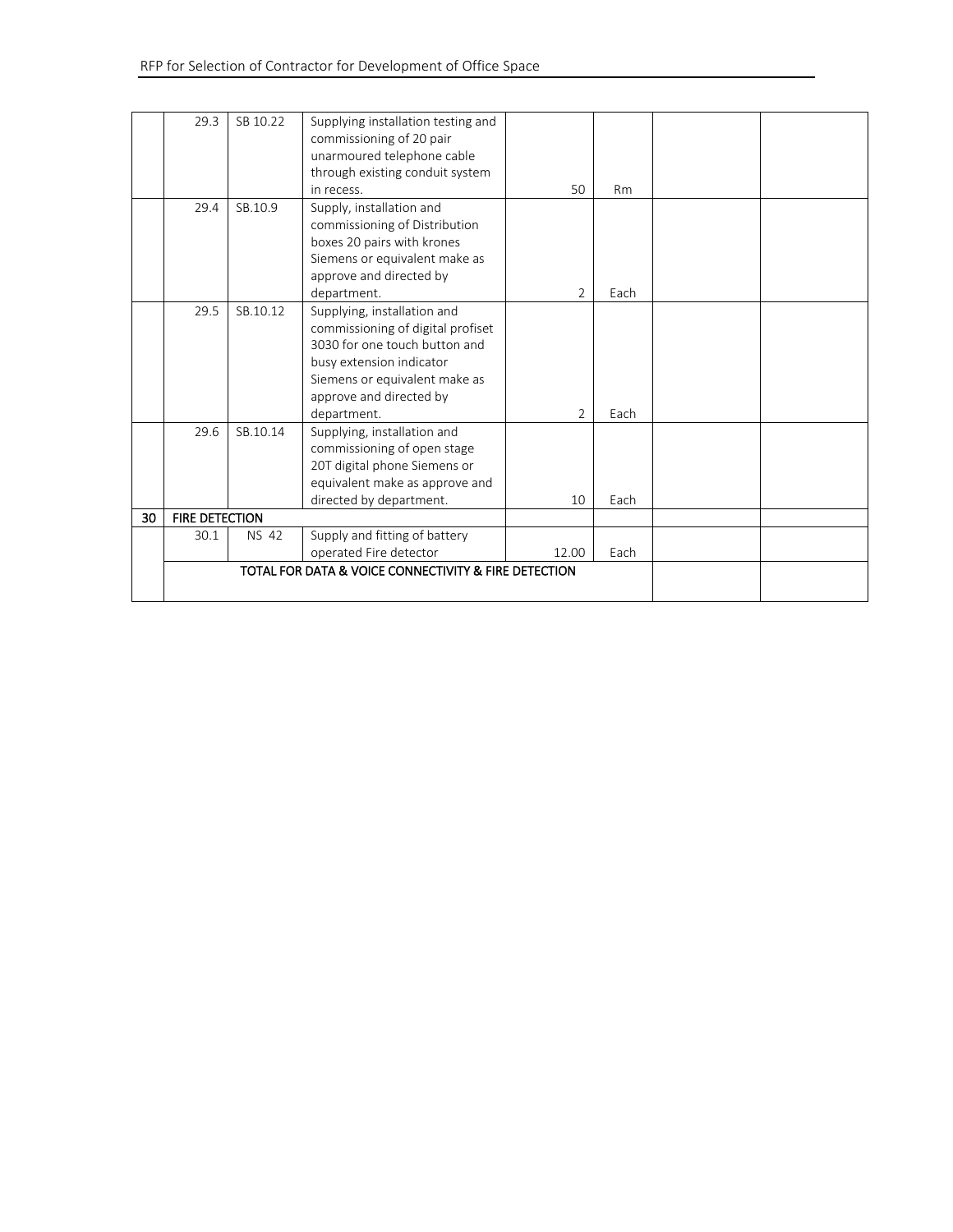| | | | | | | | |
|---|---|---|---|---|---|---|---|
| | 29.3 | SB 10.22 | Supplying installation testing and commissioning of 20 pair unarmoured telephone cable through existing conduit system in recess. | 50 | Rm | | |
| | 29.4 | SB.10.9 | Supply, installation and commissioning of Distribution boxes 20 pairs with krones Siemens or equivalent make as approve and directed by department. | 2 | Each | | |
| | 29.5 | SB.10.12 | Supplying, installation and commissioning of digital profiset 3030 for one touch button and busy extension indicator Siemens or equivalent make as approve and directed by department. | 2 | Each | | |
| | 29.6 | SB.10.14 | Supplying, installation and commissioning of open stage 20T digital phone Siemens or equivalent make as approve and directed by department. | 10 | Each | | |
| **30** | **FIRE DETECTION** | | | | | | |
| | 30.1 | NS 42 | Supply and fitting of battery operated Fire detector | 12.00 | Each | | |
| | **TOTAL FOR DATA & VOICE CONNECTIVITY & FIRE DETECTION** | | | | | | |